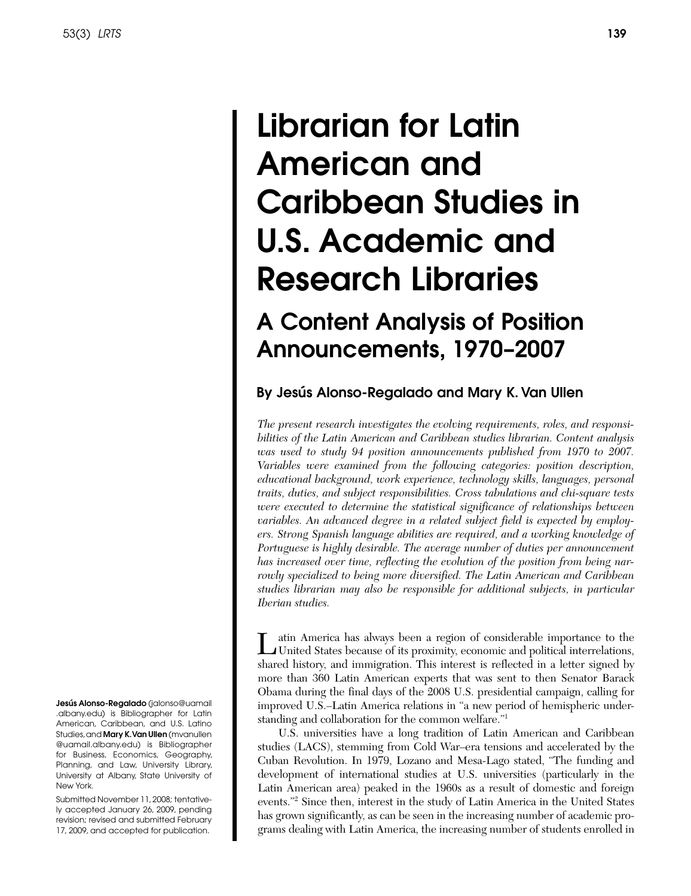# Librarian for Latin American and Caribbean Studies in U.S. Academic and Research Libraries

## A Content Analysis of Position Announcements, 1970–2007

### By Jesús Alonso-Regalado and Mary K. Van Ullen

*The present research investigates the evolving requirements, roles, and responsibilities of the Latin American and Caribbean studies librarian. Content analysis was used to study 94 position announcements published from 1970 to 2007. Variables were examined from the following categories: position description, educational background, work experience, technology skills, languages, personal traits, duties, and subject responsibilities. Cross tabulations and chi-square tests were executed to determine the statistical significance of relationships between variables. An advanced degree in a related subject field is expected by employers. Strong Spanish language abilities are required, and a working knowledge of Portuguese is highly desirable. The average number of duties per announcement has increased over time, reflecting the evolution of the position from being narrowly specialized to being more diversified. The Latin American and Caribbean studies librarian may also be responsible for additional subjects, in particular Iberian studies.*

Latin America has always been a region of considerable importance to the United States because of its proximity, economic and political interrelations, shared history, and immigration. This interest is reflected in a letter signed by more than 360 Latin American experts that was sent to then Senator Barack Obama during the final days of the 2008 U.S. presidential campaign, calling for improved U.S.–Latin America relations in "a new period of hemispheric understanding and collaboration for the common welfare."[1]

U.S. universities have a long tradition of Latin American and Caribbean studies (LACS), stemming from Cold War–era tensions and accelerated by the Cuban Revolution. In 1979, Lozano and Mesa-Lago stated, "The funding and development of international studies at U.S. universities (particularly in the Latin American area) peaked in the 1960s as a result of domestic and foreign events."[2] Since then, interest in the study of Latin America in the United States has grown significantly, as can be seen in the increasing number of academic programs dealing with Latin America, the increasing number of students enrolled in

**Jesús Alonso-Regalado** (jalonso@uamail.albany.edu) is Bibliographer for Latin American, Caribbean, and U.S. Latino Studies, and **Mary K. Van Ullen** (mvanullen@uamail.albany.edu) is Bibliographer for Business, Economics, Geography, Planning, and Law, University Library, University at Albany, State University of New York.

Submitted November 11, 2008; tentatively accepted January 26, 2009, pending revision; revised and submitted February 17, 2009, and accepted for publication.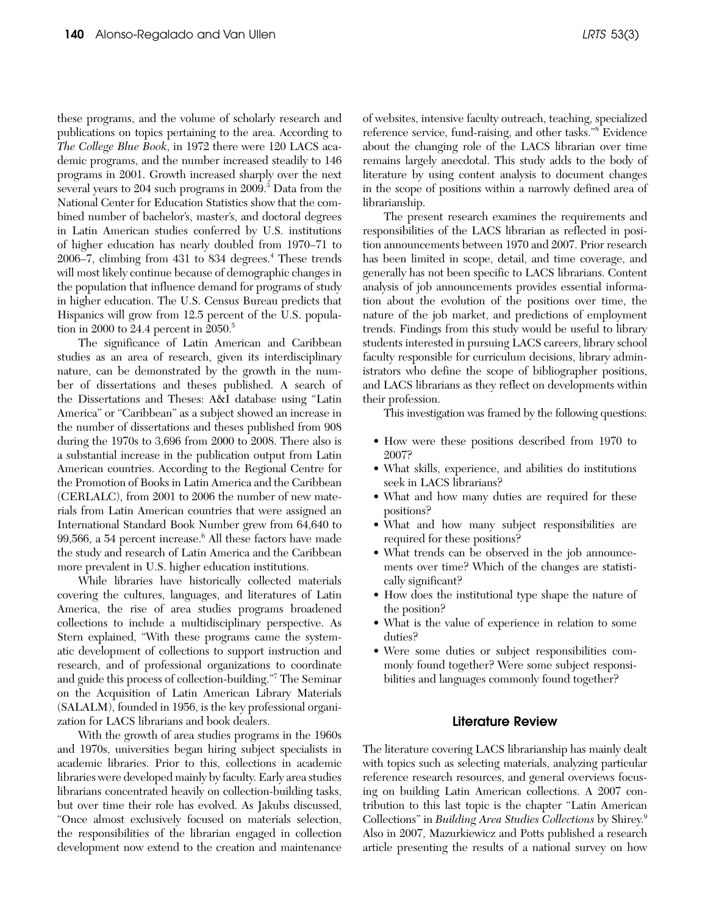these programs, and the volume of scholarly research and publications on topics pertaining to the area. According to *The College Blue Book*, in 1972 there were 120 LACS academic programs, and the number increased steadily to 146 programs in 2001. Growth increased sharply over the next several years to 204 such programs in 2009.[3] Data from the National Center for Education Statistics show that the combined number of bachelor's, master's, and doctoral degrees in Latin American studies conferred by U.S. institutions of higher education has nearly doubled from 1970–71 to 2006–7, climbing from 431 to 834 degrees.[4] These trends will most likely continue because of demographic changes in the population that influence demand for programs of study in higher education. The U.S. Census Bureau predicts that Hispanics will grow from 12.5 percent of the U.S. population in 2000 to 24.4 percent in 2050.[5]

The significance of Latin American and Caribbean studies as an area of research, given its interdisciplinary nature, can be demonstrated by the growth in the number of dissertations and theses published. A search of the Dissertations and Theses: A&I database using "Latin America" or "Caribbean" as a subject showed an increase in the number of dissertations and theses published from 908 during the 1970s to 3,696 from 2000 to 2008. There also is a substantial increase in the publication output from Latin American countries. According to the Regional Centre for the Promotion of Books in Latin America and the Caribbean (CERLALC), from 2001 to 2006 the number of new materials from Latin American countries that were assigned an International Standard Book Number grew from 64,640 to 99,566, a 54 percent increase.[6] All these factors have made the study and research of Latin America and the Caribbean more prevalent in U.S. higher education institutions.

While libraries have historically collected materials covering the cultures, languages, and literatures of Latin America, the rise of area studies programs broadened collections to include a multidisciplinary perspective. As Stern explained, "With these programs came the systematic development of collections to support instruction and research, and of professional organizations to coordinate and guide this process of collection-building."[7] The Seminar on the Acquisition of Latin American Library Materials (SALALM), founded in 1956, is the key professional organization for LACS librarians and book dealers.

With the growth of area studies programs in the 1960s and 1970s, universities began hiring subject specialists in academic libraries. Prior to this, collections in academic libraries were developed mainly by faculty. Early area studies librarians concentrated heavily on collection-building tasks, but over time their role has evolved. As Jakubs discussed, "Once almost exclusively focused on materials selection, the responsibilities of the librarian engaged in collection development now extend to the creation and maintenance of websites, intensive faculty outreach, teaching, specialized reference service, fund-raising, and other tasks."[8] Evidence about the changing role of the LACS librarian over time remains largely anecdotal. This study adds to the body of literature by using content analysis to document changes in the scope of positions within a narrowly defined area of librarianship.

The present research examines the requirements and responsibilities of the LACS librarian as reflected in position announcements between 1970 and 2007. Prior research has been limited in scope, detail, and time coverage, and generally has not been specific to LACS librarians. Content analysis of job announcements provides essential information about the evolution of the positions over time, the nature of the job market, and predictions of employment trends. Findings from this study would be useful to library students interested in pursuing LACS careers, library school faculty responsible for curriculum decisions, library administrators who define the scope of bibliographer positions, and LACS librarians as they reflect on developments within their profession.

This investigation was framed by the following questions:

- How were these positions described from 1970 to 2007?
- What skills, experience, and abilities do institutions seek in LACS librarians?
- What and how many duties are required for these positions?
- What and how many subject responsibilities are required for these positions?
- What trends can be observed in the job announcements over time? Which of the changes are statistically significant?
- How does the institutional type shape the nature of the position?
- What is the value of experience in relation to some duties?
- Were some duties or subject responsibilities commonly found together? Were some subject responsibilities and languages commonly found together?

## Literature Review

The literature covering LACS librarianship has mainly dealt with topics such as selecting materials, analyzing particular reference research resources, and general overviews focusing on building Latin American collections. A 2007 contribution to this last topic is the chapter "Latin American Collections" in *Building Area Studies Collections* by Shirey.[9] Also in 2007, Mazurkiewicz and Potts published a research article presenting the results of a national survey on how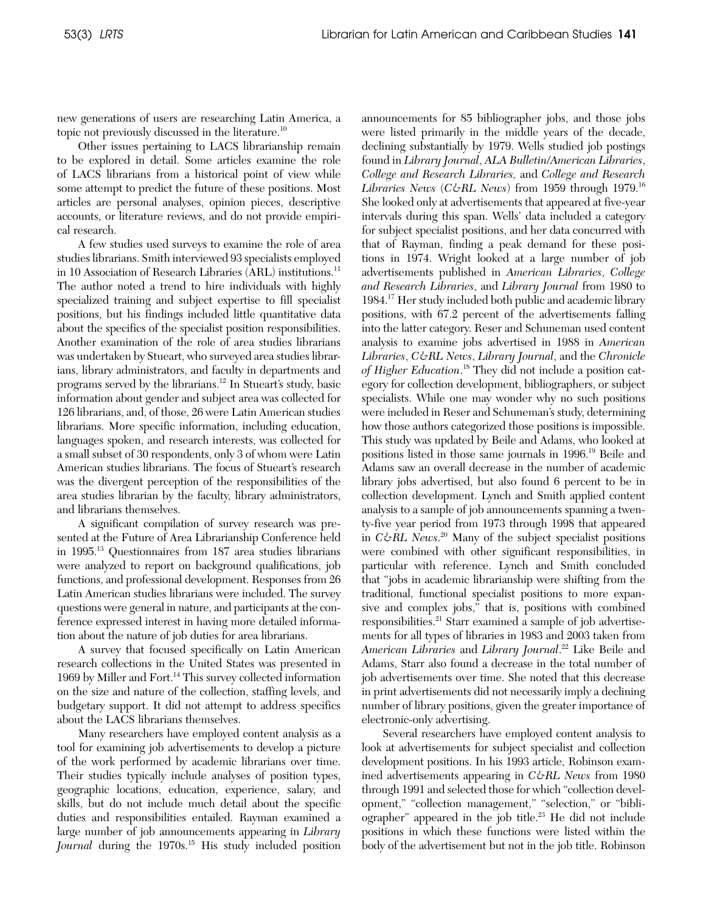new generations of users are researching Latin America, a topic not previously discussed in the literature.[10]

Other issues pertaining to LACS librarianship remain to be explored in detail. Some articles examine the role of LACS librarians from a historical point of view while some attempt to predict the future of these positions. Most articles are personal analyses, opinion pieces, descriptive accounts, or literature reviews, and do not provide empirical research.

A few studies used surveys to examine the role of area studies librarians. Smith interviewed 93 specialists employed in 10 Association of Research Libraries (ARL) institutions.[11] The author noted a trend to hire individuals with highly specialized training and subject expertise to fill specialist positions, but his findings included little quantitative data about the specifics of the specialist position responsibilities. Another examination of the role of area studies librarians was undertaken by Stueart, who surveyed area studies librarians, library administrators, and faculty in departments and programs served by the librarians.[12] In Stueart's study, basic information about gender and subject area was collected for 126 librarians, and, of those, 26 were Latin American studies librarians. More specific information, including education, languages spoken, and research interests, was collected for a small subset of 30 respondents, only 3 of whom were Latin American studies librarians. The focus of Stueart's research was the divergent perception of the responsibilities of the area studies librarian by the faculty, library administrators, and librarians themselves.

A significant compilation of survey research was presented at the Future of Area Librarianship Conference held in 1995.[13] Questionnaires from 187 area studies librarians were analyzed to report on background qualifications, job functions, and professional development. Responses from 26 Latin American studies librarians were included. The survey questions were general in nature, and participants at the conference expressed interest in having more detailed information about the nature of job duties for area librarians.

A survey that focused specifically on Latin American research collections in the United States was presented in 1969 by Miller and Fort.[14] This survey collected information on the size and nature of the collection, staffing levels, and budgetary support. It did not attempt to address specifics about the LACS librarians themselves.

Many researchers have employed content analysis as a tool for examining job advertisements to develop a picture of the work performed by academic librarians over time. Their studies typically include analyses of position types, geographic locations, education, experience, salary, and skills, but do not include much detail about the specific duties and responsibilities entailed. Rayman examined a large number of job announcements appearing in *Library Journal* during the 1970s.[15] His study included position announcements for 85 bibliographer jobs, and those jobs were listed primarily in the middle years of the decade, declining substantially by 1979. Wells studied job postings found in *Library Journal*, *ALA Bulletin/American Libraries*, *College and Research Libraries,* and *College and Research Libraries News* (*C&RL News*) from 1959 through 1979.[16] She looked only at advertisements that appeared at five-year intervals during this span. Wells' data included a category for subject specialist positions, and her data concurred with that of Rayman, finding a peak demand for these positions in 1974. Wright looked at a large number of job advertisements published in *American Libraries*, *College and Research Libraries*, and *Library Journal* from 1980 to 1984.[17] Her study included both public and academic library positions, with 67.2 percent of the advertisements falling into the latter category. Reser and Schuneman used content analysis to examine jobs advertised in 1988 in *American Libraries*, *C&RL News*, *Library Journal*, and the *Chronicle of Higher Education*.[18] They did not include a position category for collection development, bibliographers, or subject specialists. While one may wonder why no such positions were included in Reser and Schuneman's study, determining how those authors categorized those positions is impossible. This study was updated by Beile and Adams, who looked at positions listed in those same journals in 1996.[19] Beile and Adams saw an overall decrease in the number of academic library jobs advertised, but also found 6 percent to be in collection development. Lynch and Smith applied content analysis to a sample of job announcements spanning a twenty-five year period from 1973 through 1998 that appeared in *C&RL News*.[20] Many of the subject specialist positions were combined with other significant responsibilities, in particular with reference. Lynch and Smith concluded that "jobs in academic librarianship were shifting from the traditional, functional specialist positions to more expansive and complex jobs," that is, positions with combined responsibilities.[21] Starr examined a sample of job advertisements for all types of libraries in 1983 and 2003 taken from *American Libraries* and *Library Journal*.[22] Like Beile and Adams, Starr also found a decrease in the total number of job advertisements over time. She noted that this decrease in print advertisements did not necessarily imply a declining number of library positions, given the greater importance of electronic-only advertising.

Several researchers have employed content analysis to look at advertisements for subject specialist and collection development positions. In his 1993 article, Robinson examined advertisements appearing in *C&RL News* from 1980 through 1991 and selected those for which "collection development," "collection management," "selection," or "bibliographer" appeared in the job title.[23] He did not include positions in which these functions were listed within the body of the advertisement but not in the job title. Robinson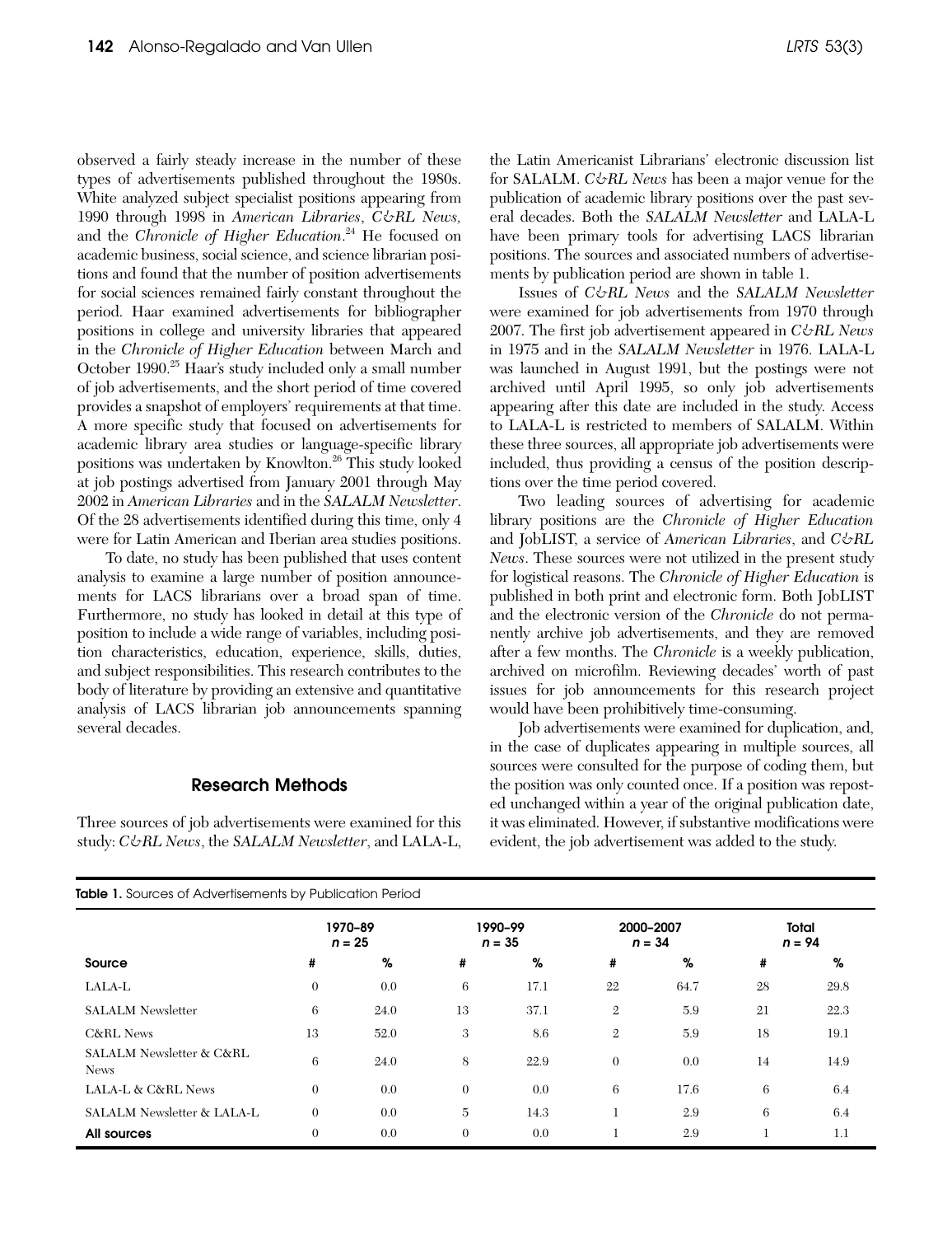observed a fairly steady increase in the number of these types of advertisements published throughout the 1980s. White analyzed subject specialist positions appearing from 1990 through 1998 in *American Libraries*, *C&RL News*, and the *Chronicle of Higher Education*.[24] He focused on academic business, social science, and science librarian positions and found that the number of position advertisements for social sciences remained fairly constant throughout the period. Haar examined advertisements for bibliographer positions in college and university libraries that appeared in the *Chronicle of Higher Education* between March and October 1990.[25] Haar's study included only a small number of job advertisements, and the short period of time covered provides a snapshot of employers' requirements at that time. A more specific study that focused on advertisements for academic library area studies or language-specific library positions was undertaken by Knowlton.[26] This study looked at job postings advertised from January 2001 through May 2002 in *American Libraries* and in the *SALALM Newsletter*. Of the 28 advertisements identified during this time, only 4 were for Latin American and Iberian area studies positions.

To date, no study has been published that uses content analysis to examine a large number of position announcements for LACS librarians over a broad span of time. Furthermore, no study has looked in detail at this type of position to include a wide range of variables, including position characteristics, education, experience, skills, duties, and subject responsibilities. This research contributes to the body of literature by providing an extensive and quantitative analysis of LACS librarian job announcements spanning several decades.

## Research Methods

Three sources of job advertisements were examined for this study: *C&RL News*, the *SALALM Newsletter*, and LALA-L, the Latin Americanist Librarians' electronic discussion list for SALALM. *C&RL News* has been a major venue for the publication of academic library positions over the past several decades. Both the *SALALM Newsletter* and LALA-L have been primary tools for advertising LACS librarian positions. The sources and associated numbers of advertisements by publication period are shown in table 1.

Issues of *C&RL News* and the *SALALM Newsletter* were examined for job advertisements from 1970 through 2007. The first job advertisement appeared in *C&RL News* in 1975 and in the *SALALM Newsletter* in 1976. LALA-L was launched in August 1991, but the postings were not archived until April 1995, so only job advertisements appearing after this date are included in the study. Access to LALA-L is restricted to members of SALALM. Within these three sources, all appropriate job advertisements were included, thus providing a census of the position descriptions over the time period covered.

Two leading sources of advertising for academic library positions are the *Chronicle of Higher Education* and JobLIST, a service of *American Libraries*, and *C&RL News*. These sources were not utilized in the present study for logistical reasons. The *Chronicle of Higher Education* is published in both print and electronic form. Both JobLIST and the electronic version of the *Chronicle* do not permanently archive job advertisements, and they are removed after a few months. The *Chronicle* is a weekly publication, archived on microfilm. Reviewing decades' worth of past issues for job announcements for this research project would have been prohibitively time-consuming.

Job advertisements were examined for duplication, and, in the case of duplicates appearing in multiple sources, all sources were consulted for the purpose of coding them, but the position was only counted once. If a position was reposted unchanged within a year of the original publication date, it was eliminated. However, if substantive modifications were evident, the job advertisement was added to the study.

**Table 1.** Sources of Advertisements by Publication Period

| | 1970–89 *n* = 25 | | 1990–99 *n* = 35 | | 2000–2007 *n* = 34 | | Total *n* = 94 | |
|---|---|---|---|---|---|---|---|---|
| **Source** | **#** | **%** | **#** | **%** | **#** | **%** | **#** | **%** |
| LALA-L | 0 | 0.0 | 6 | 17.1 | 22 | 64.7 | 28 | 29.8 |
| SALALM Newsletter | 6 | 24.0 | 13 | 37.1 | 2 | 5.9 | 21 | 22.3 |
| C&RL News | 13 | 52.0 | 3 | 8.6 | 2 | 5.9 | 18 | 19.1 |
| SALALM Newsletter & C&RL News | 6 | 24.0 | 8 | 22.9 | 0 | 0.0 | 14 | 14.9 |
| LALA-L & C&RL News | 0 | 0.0 | 0 | 0.0 | 6 | 17.6 | 6 | 6.4 |
| SALALM Newsletter & LALA-L | 0 | 0.0 | 5 | 14.3 | 1 | 2.9 | 6 | 6.4 |
| **All sources** | 0 | 0.0 | 0 | 0.0 | 1 | 2.9 | 1 | 1.1 |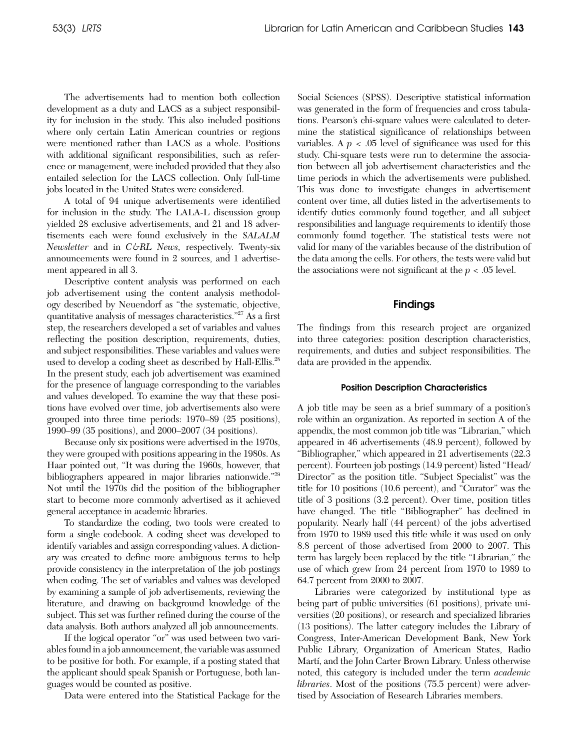The advertisements had to mention both collection development as a duty and LACS as a subject responsibility for inclusion in the study. This also included positions where only certain Latin American countries or regions were mentioned rather than LACS as a whole. Positions with additional significant responsibilities, such as reference or management, were included provided that they also entailed selection for the LACS collection. Only full-time jobs located in the United States were considered.

A total of 94 unique advertisements were identified for inclusion in the study. The LALA-L discussion group yielded 28 exclusive advertisements, and 21 and 18 advertisements each were found exclusively in the *SALALM Newsletter* and in *C&RL News,* respectively. Twenty-six announcements were found in 2 sources, and 1 advertisement appeared in all 3.

Descriptive content analysis was performed on each job advertisement using the content analysis methodology described by Neuendorf as "the systematic, objective, quantitative analysis of messages characteristics."[27] As a first step, the researchers developed a set of variables and values reflecting the position description, requirements, duties, and subject responsibilities. These variables and values were used to develop a coding sheet as described by Hall-Ellis.[28] In the present study, each job advertisement was examined for the presence of language corresponding to the variables and values developed. To examine the way that these positions have evolved over time, job advertisements also were grouped into three time periods: 1970–89 (25 positions), 1990–99 (35 positions), and 2000–2007 (34 positions).

Because only six positions were advertised in the 1970s, they were grouped with positions appearing in the 1980s. As Haar pointed out, "It was during the 1960s, however, that bibliographers appeared in major libraries nationwide."[29] Not until the 1970s did the position of the bibliographer start to become more commonly advertised as it achieved general acceptance in academic libraries.

To standardize the coding, two tools were created to form a single codebook. A coding sheet was developed to identify variables and assign corresponding values. A dictionary was created to define more ambiguous terms to help provide consistency in the interpretation of the job postings when coding. The set of variables and values was developed by examining a sample of job advertisements, reviewing the literature, and drawing on background knowledge of the subject. This set was further refined during the course of the data analysis. Both authors analyzed all job announcements.

If the logical operator "or" was used between two variables found in a job announcement, the variable was assumed to be positive for both. For example, if a posting stated that the applicant should speak Spanish or Portuguese, both languages would be counted as positive.

Data were entered into the Statistical Package for the Social Sciences (SPSS). Descriptive statistical information was generated in the form of frequencies and cross tabulations. Pearson's chi-square values were calculated to determine the statistical significance of relationships between variables. A $p < .05$ level of significance was used for this study. Chi-square tests were run to determine the association between all job advertisement characteristics and the time periods in which the advertisements were published. This was done to investigate changes in advertisement content over time, all duties listed in the advertisements to identify duties commonly found together, and all subject responsibilities and language requirements to identify those commonly found together. The statistical tests were not valid for many of the variables because of the distribution of the data among the cells. For others, the tests were valid but the associations were not significant at the $p < .05$ level.

## Findings

The findings from this research project are organized into three categories: position description characteristics, requirements, and duties and subject responsibilities. The data are provided in the appendix.

### Position Description Characteristics

A job title may be seen as a brief summary of a position's role within an organization. As reported in section A of the appendix, the most common job title was "Librarian," which appeared in 46 advertisements (48.9 percent), followed by "Bibliographer," which appeared in 21 advertisements (22.3 percent). Fourteen job postings (14.9 percent) listed "Head/Director" as the position title. "Subject Specialist" was the title for 10 positions (10.6 percent), and "Curator" was the title of 3 positions (3.2 percent). Over time, position titles have changed. The title "Bibliographer" has declined in popularity. Nearly half (44 percent) of the jobs advertised from 1970 to 1989 used this title while it was used on only 8.8 percent of those advertised from 2000 to 2007. This term has largely been replaced by the title "Librarian," the use of which grew from 24 percent from 1970 to 1989 to 64.7 percent from 2000 to 2007.

Libraries were categorized by institutional type as being part of public universities (61 positions), private universities (20 positions), or research and specialized libraries (13 positions). The latter category includes the Library of Congress, Inter-American Development Bank, New York Public Library, Organization of American States, Radio Martí, and the John Carter Brown Library. Unless otherwise noted, this category is included under the term *academic libraries*. Most of the positions (75.5 percent) were advertised by Association of Research Libraries members.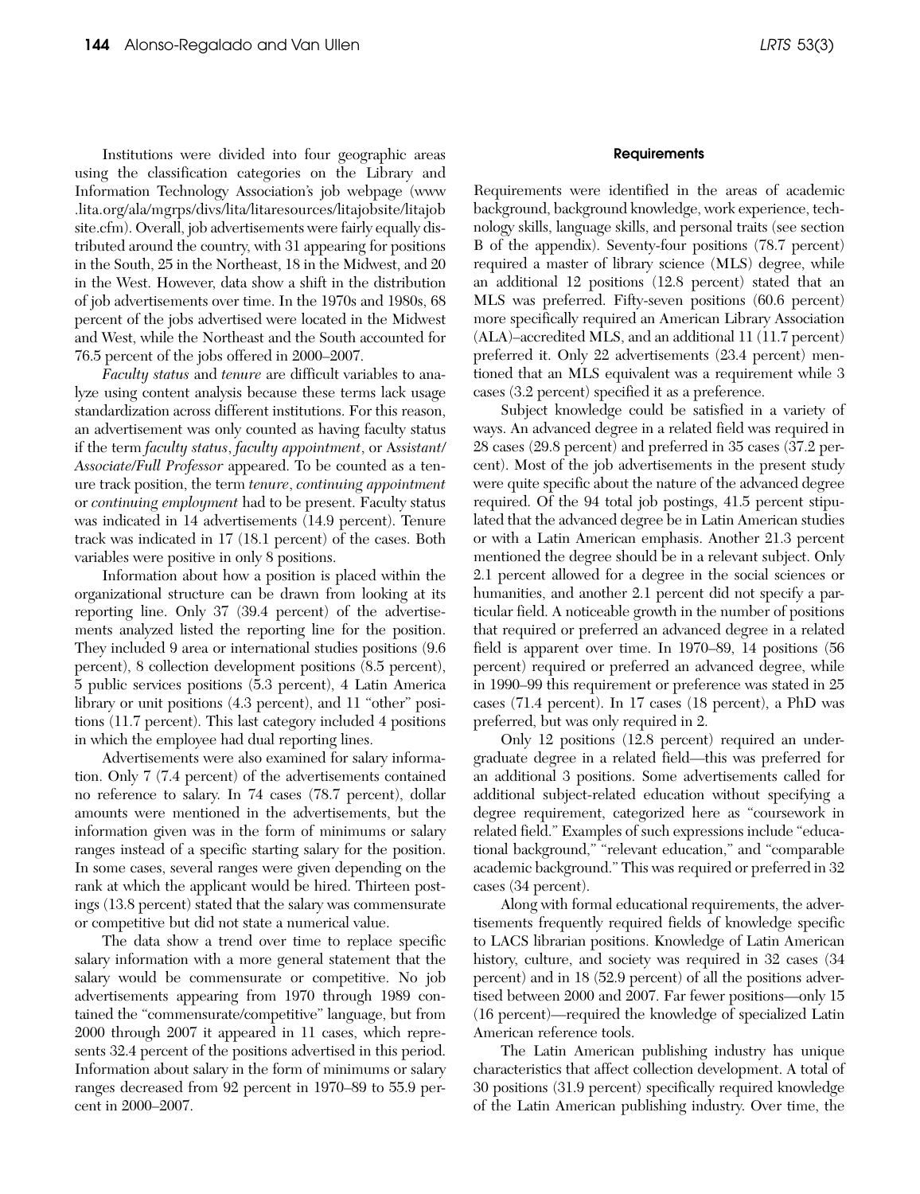Institutions were divided into four geographic areas using the classification categories on the Library and Information Technology Association's job webpage (www.lita.org/ala/mgrps/divs/lita/litaresources/litajobsite/litajobsite.cfm). Overall, job advertisements were fairly equally distributed around the country, with 31 appearing for positions in the South, 25 in the Northeast, 18 in the Midwest, and 20 in the West. However, data show a shift in the distribution of job advertisements over time. In the 1970s and 1980s, 68 percent of the jobs advertised were located in the Midwest and West, while the Northeast and the South accounted for 76.5 percent of the jobs offered in 2000–2007.

*Faculty status* and *tenure* are difficult variables to analyze using content analysis because these terms lack usage standardization across different institutions. For this reason, an advertisement was only counted as having faculty status if the term *faculty status*, *faculty appointment*, or *Assistant/Associate/Full Professor* appeared. To be counted as a tenure track position, the term *tenure*, *continuing appointment* or *continuing employment* had to be present. Faculty status was indicated in 14 advertisements (14.9 percent). Tenure track was indicated in 17 (18.1 percent) of the cases. Both variables were positive in only 8 positions.

Information about how a position is placed within the organizational structure can be drawn from looking at its reporting line. Only 37 (39.4 percent) of the advertisements analyzed listed the reporting line for the position. They included 9 area or international studies positions (9.6 percent), 8 collection development positions (8.5 percent), 5 public services positions (5.3 percent), 4 Latin America library or unit positions (4.3 percent), and 11 "other" positions (11.7 percent). This last category included 4 positions in which the employee had dual reporting lines.

Advertisements were also examined for salary information. Only 7 (7.4 percent) of the advertisements contained no reference to salary. In 74 cases (78.7 percent), dollar amounts were mentioned in the advertisements, but the information given was in the form of minimums or salary ranges instead of a specific starting salary for the position. In some cases, several ranges were given depending on the rank at which the applicant would be hired. Thirteen postings (13.8 percent) stated that the salary was commensurate or competitive but did not state a numerical value.

The data show a trend over time to replace specific salary information with a more general statement that the salary would be commensurate or competitive. No job advertisements appearing from 1970 through 1989 contained the "commensurate/competitive" language, but from 2000 through 2007 it appeared in 11 cases, which represents 32.4 percent of the positions advertised in this period. Information about salary in the form of minimums or salary ranges decreased from 92 percent in 1970–89 to 55.9 percent in 2000–2007.

#### Requirements

Requirements were identified in the areas of academic background, background knowledge, work experience, technology skills, language skills, and personal traits (see section B of the appendix). Seventy-four positions (78.7 percent) required a master of library science (MLS) degree, while an additional 12 positions (12.8 percent) stated that an MLS was preferred. Fifty-seven positions (60.6 percent) more specifically required an American Library Association (ALA)–accredited MLS, and an additional 11 (11.7 percent) preferred it. Only 22 advertisements (23.4 percent) mentioned that an MLS equivalent was a requirement while 3 cases (3.2 percent) specified it as a preference.

Subject knowledge could be satisfied in a variety of ways. An advanced degree in a related field was required in 28 cases (29.8 percent) and preferred in 35 cases (37.2 percent). Most of the job advertisements in the present study were quite specific about the nature of the advanced degree required. Of the 94 total job postings, 41.5 percent stipulated that the advanced degree be in Latin American studies or with a Latin American emphasis. Another 21.3 percent mentioned the degree should be in a relevant subject. Only 2.1 percent allowed for a degree in the social sciences or humanities, and another 2.1 percent did not specify a particular field. A noticeable growth in the number of positions that required or preferred an advanced degree in a related field is apparent over time. In 1970–89, 14 positions (56 percent) required or preferred an advanced degree, while in 1990–99 this requirement or preference was stated in 25 cases (71.4 percent). In 17 cases (18 percent), a PhD was preferred, but was only required in 2.

Only 12 positions (12.8 percent) required an undergraduate degree in a related field—this was preferred for an additional 3 positions. Some advertisements called for additional subject-related education without specifying a degree requirement, categorized here as "coursework in related field." Examples of such expressions include "educational background," "relevant education," and "comparable academic background." This was required or preferred in 32 cases (34 percent).

Along with formal educational requirements, the advertisements frequently required fields of knowledge specific to LACS librarian positions. Knowledge of Latin American history, culture, and society was required in 32 cases (34 percent) and in 18 (52.9 percent) of all the positions advertised between 2000 and 2007. Far fewer positions—only 15 (16 percent)—required the knowledge of specialized Latin American reference tools.

The Latin American publishing industry has unique characteristics that affect collection development. A total of 30 positions (31.9 percent) specifically required knowledge of the Latin American publishing industry. Over time, the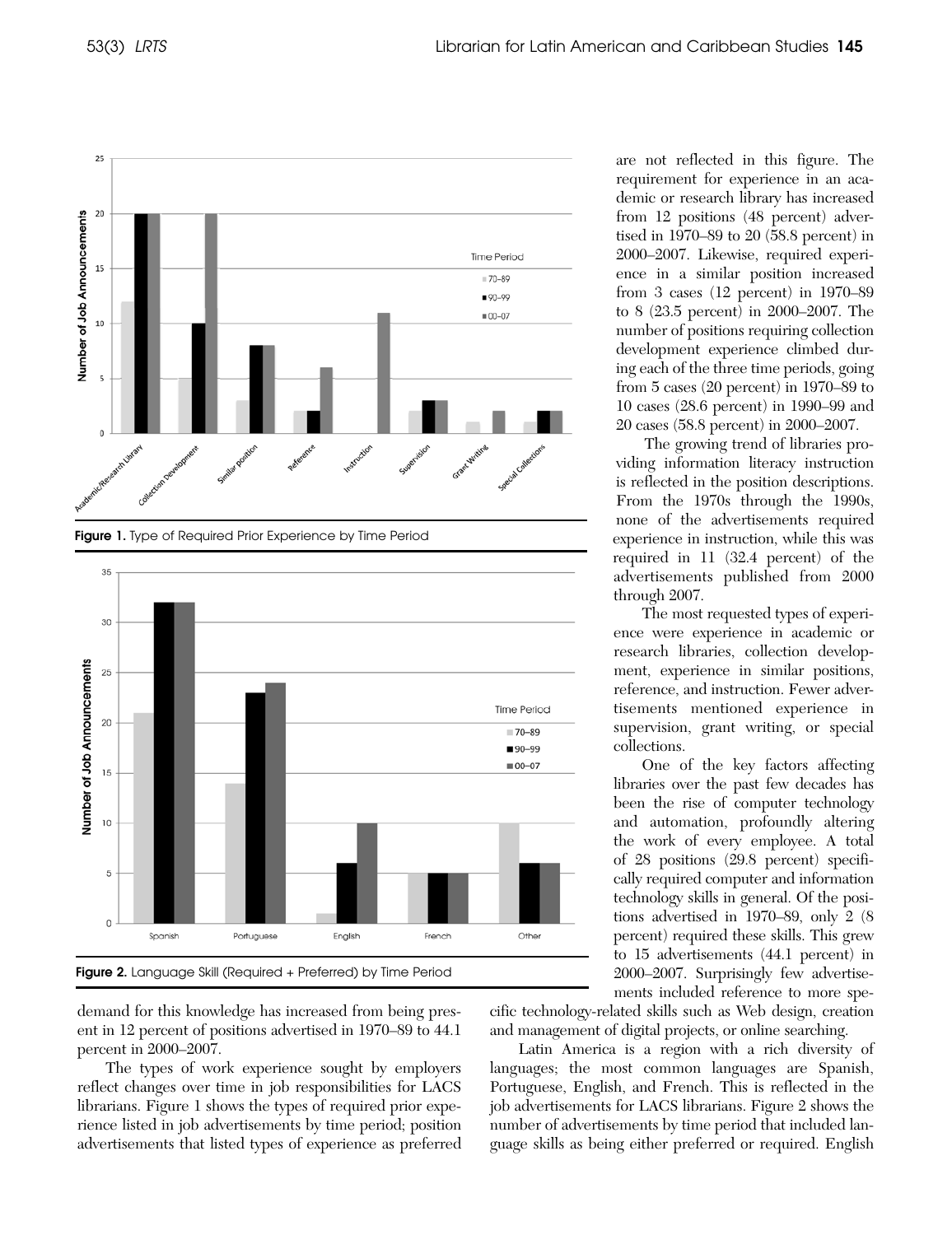25

20

15

10

5

0

Number of Job Announcements

Time Period

70–89

90–99

00–07

Academic/Research Library

Collection Development

Similar position

Reference

Instruction

Supervision

Grant Writing

Special Collections

**Figure 1.** Type of Required Prior Experience by Time Period

35

30

25

20

15

10

5

0

Number of Job Announcements

Time Period

70–89

90–99

00–07

Spanish

Portuguese

English

French

Other

**Figure 2.** Language Skill (Required + Preferred) by Time Period

demand for this knowledge has increased from being present in 12 percent of positions advertised in 1970–89 to 44.1 percent in 2000–2007.

The types of work experience sought by employers reflect changes over time in job responsibilities for LACS librarians. Figure 1 shows the types of required prior experience listed in job advertisements by time period; position advertisements that listed types of experience as preferred are not reflected in this figure. The requirement for experience in an academic or research library has increased from 12 positions (48 percent) advertised in 1970–89 to 20 (58.8 percent) in 2000–2007. Likewise, required experience in a similar position increased from 3 cases (12 percent) in 1970–89 to 8 (23.5 percent) in 2000–2007. The number of positions requiring collection development experience climbed during each of the three time periods, going from 5 cases (20 percent) in 1970–89 to 10 cases (28.6 percent) in 1990–99 and 20 cases (58.8 percent) in 2000–2007.

The growing trend of libraries providing information literacy instruction is reflected in the position descriptions. From the 1970s through the 1990s, none of the advertisements required experience in instruction, while this was required in 11 (32.4 percent) of the advertisements published from 2000 through 2007.

The most requested types of experience were experience in academic or research libraries, collection development, experience in similar positions, reference, and instruction. Fewer advertisements mentioned experience in supervision, grant writing, or special collections.

One of the key factors affecting libraries over the past few decades has been the rise of computer technology and automation, profoundly altering the work of every employee. A total of 28 positions (29.8 percent) specifically required computer and information technology skills in general. Of the positions advertised in 1970–89, only 2 (8 percent) required these skills. This grew to 15 advertisements (44.1 percent) in 2000–2007. Surprisingly few advertisements included reference to more specific technology-related skills such as Web design, creation and management of digital projects, or online searching.

Latin America is a region with a rich diversity of languages; the most common languages are Spanish, Portuguese, English, and French. This is reflected in the job advertisements for LACS librarians. Figure 2 shows the number of advertisements by time period that included language skills as being either preferred or required. English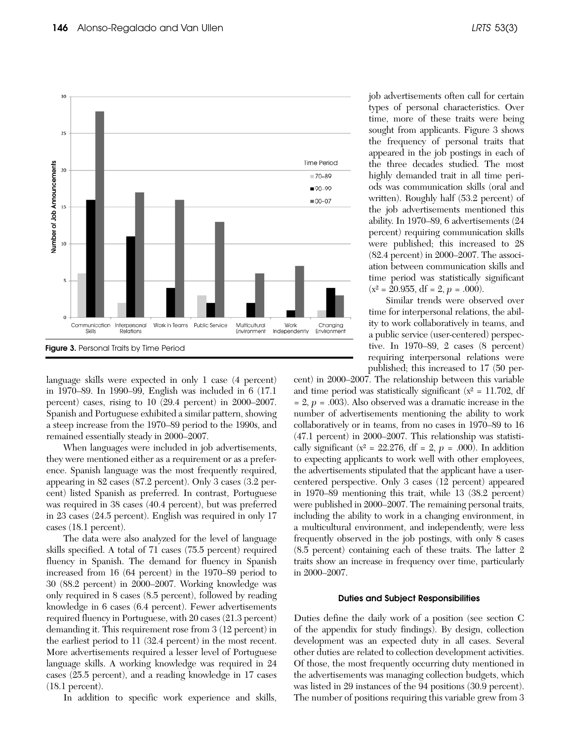30

25

20

15

10

5

0

Number of Job Announcements

Time Period

70–89

90–99

00–07

Communication Skills

Interpersonal Relations

Work in Teams

Public Service

Multicultural Environment

Work Independently

Changing Environment

**Figure 3.** Personal Traits by Time Period

language skills were expected in only 1 case (4 percent) in 1970–89. In 1990–99, English was included in 6 (17.1 percent) cases, rising to 10 (29.4 percent) in 2000–2007. Spanish and Portuguese exhibited a similar pattern, showing a steep increase from the 1970–89 period to the 1990s, and remained essentially steady in 2000–2007.

When languages were included in job advertisements, they were mentioned either as a requirement or as a preference. Spanish language was the most frequently required, appearing in 82 cases (87.2 percent). Only 3 cases (3.2 percent) listed Spanish as preferred. In contrast, Portuguese was required in 38 cases (40.4 percent), but was preferred in 23 cases (24.5 percent). English was required in only 17 cases (18.1 percent).

The data were also analyzed for the level of language skills specified. A total of 71 cases (75.5 percent) required fluency in Spanish. The demand for fluency in Spanish increased from 16 (64 percent) in the 1970–89 period to 30 (88.2 percent) in 2000–2007. Working knowledge was only required in 8 cases (8.5 percent), followed by reading knowledge in 6 cases (6.4 percent). Fewer advertisements required fluency in Portuguese, with 20 cases (21.3 percent) demanding it. This requirement rose from 3 (12 percent) in the earliest period to 11 (32.4 percent) in the most recent. More advertisements required a lesser level of Portuguese language skills. A working knowledge was required in 24 cases (25.5 percent), and a reading knowledge in 17 cases (18.1 percent).

In addition to specific work experience and skills, job advertisements often call for certain types of personal characteristics. Over time, more of these traits were being sought from applicants. Figure 3 shows the frequency of personal traits that appeared in the job postings in each of the three decades studied. The most highly demanded trait in all time periods was communication skills (oral and written). Roughly half (53.2 percent) of the job advertisements mentioned this ability. In 1970–89, 6 advertisements (24 percent) requiring communication skills were published; this increased to 28 (82.4 percent) in 2000–2007. The association between communication skills and time period was statistically significant ($x^2$ = 20.955, df = 2, $p$ = .000).

Similar trends were observed over time for interpersonal relations, the ability to work collaboratively in teams, and a public service (user-centered) perspective. In 1970–89, 2 cases (8 percent) requiring interpersonal relations were published; this increased to 17 (50 percent) in 2000–2007. The relationship between this variable and time period was statistically significant ($x^2$ = 11.702, df = 2, $p$ = .003). Also observed was a dramatic increase in the number of advertisements mentioning the ability to work collaboratively or in teams, from no cases in 1970–89 to 16 (47.1 percent) in 2000–2007. This relationship was statistically significant ($x^2$ = 22.276, df = 2, $p$ = .000). In addition to expecting applicants to work well with other employees, the advertisements stipulated that the applicant have a user-centered perspective. Only 3 cases (12 percent) appeared in 1970–89 mentioning this trait, while 13 (38.2 percent) were published in 2000–2007. The remaining personal traits, including the ability to work in a changing environment, in a multicultural environment, and independently, were less frequently observed in the job postings, with only 8 cases (8.5 percent) containing each of these traits. The latter 2 traits show an increase in frequency over time, particularly in 2000–2007.

### Duties and Subject Responsibilities

Duties define the daily work of a position (see section C of the appendix for study findings). By design, collection development was an expected duty in all cases. Several other duties are related to collection development activities. Of those, the most frequently occurring duty mentioned in the advertisements was managing collection budgets, which was listed in 29 instances of the 94 positions (30.9 percent). The number of positions requiring this variable grew from 3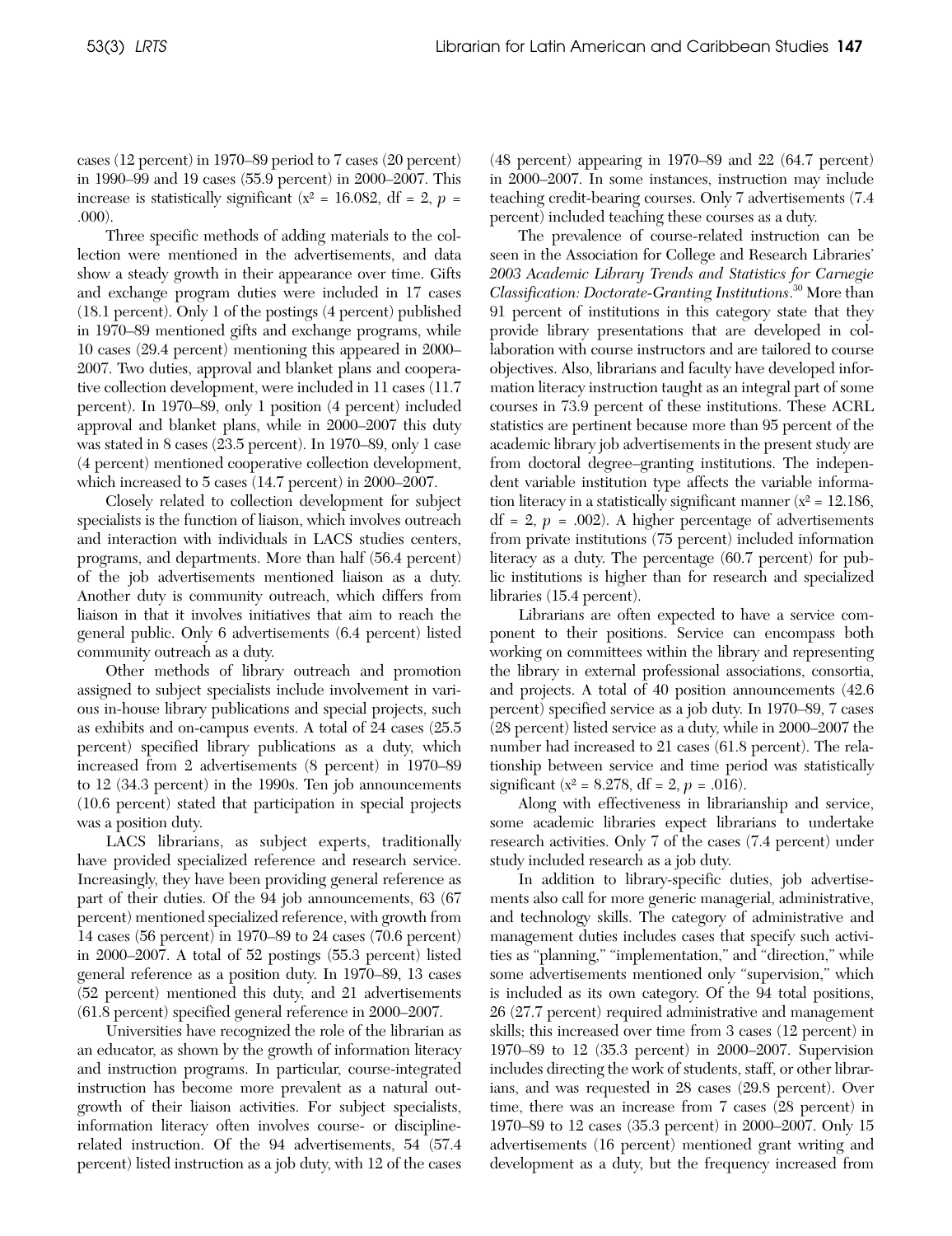cases (12 percent) in 1970–89 period to 7 cases (20 percent) in 1990–99 and 19 cases (55.9 percent) in 2000–2007. This increase is statistically significant ($x^2$ = 16.082, df = 2, $p$ = .000).

Three specific methods of adding materials to the collection were mentioned in the advertisements, and data show a steady growth in their appearance over time. Gifts and exchange program duties were included in 17 cases (18.1 percent). Only 1 of the postings (4 percent) published in 1970–89 mentioned gifts and exchange programs, while 10 cases (29.4 percent) mentioning this appeared in 2000–2007. Two duties, approval and blanket plans and cooperative collection development, were included in 11 cases (11.7 percent). In 1970–89, only 1 position (4 percent) included approval and blanket plans, while in 2000–2007 this duty was stated in 8 cases (23.5 percent). In 1970–89, only 1 case (4 percent) mentioned cooperative collection development, which increased to 5 cases (14.7 percent) in 2000–2007.

Closely related to collection development for subject specialists is the function of liaison, which involves outreach and interaction with individuals in LACS studies centers, programs, and departments. More than half (56.4 percent) of the job advertisements mentioned liaison as a duty. Another duty is community outreach, which differs from liaison in that it involves initiatives that aim to reach the general public. Only 6 advertisements (6.4 percent) listed community outreach as a duty.

Other methods of library outreach and promotion assigned to subject specialists include involvement in various in-house library publications and special projects, such as exhibits and on-campus events. A total of 24 cases (25.5 percent) specified library publications as a duty, which increased from 2 advertisements (8 percent) in 1970–89 to 12 (34.3 percent) in the 1990s. Ten job announcements (10.6 percent) stated that participation in special projects was a position duty.

LACS librarians, as subject experts, traditionally have provided specialized reference and research service. Increasingly, they have been providing general reference as part of their duties. Of the 94 job announcements, 63 (67 percent) mentioned specialized reference, with growth from 14 cases (56 percent) in 1970–89 to 24 cases (70.6 percent) in 2000–2007. A total of 52 postings (55.3 percent) listed general reference as a position duty. In 1970–89, 13 cases (52 percent) mentioned this duty, and 21 advertisements (61.8 percent) specified general reference in 2000–2007.

Universities have recognized the role of the librarian as an educator, as shown by the growth of information literacy and instruction programs. In particular, course-integrated instruction has become more prevalent as a natural outgrowth of their liaison activities. For subject specialists, information literacy often involves course- or discipline-related instruction. Of the 94 advertisements, 54 (57.4 percent) listed instruction as a job duty, with 12 of the cases (48 percent) appearing in 1970–89 and 22 (64.7 percent) in 2000–2007. In some instances, instruction may include teaching credit-bearing courses. Only 7 advertisements (7.4 percent) included teaching these courses as a duty.

The prevalence of course-related instruction can be seen in the Association for College and Research Libraries' *2003 Academic Library Trends and Statistics for Carnegie Classification: Doctorate-Granting Institutions*.[30] More than 91 percent of institutions in this category state that they provide library presentations that are developed in collaboration with course instructors and are tailored to course objectives. Also, librarians and faculty have developed information literacy instruction taught as an integral part of some courses in 73.9 percent of these institutions. These ACRL statistics are pertinent because more than 95 percent of the academic library job advertisements in the present study are from doctoral degree–granting institutions. The independent variable institution type affects the variable information literacy in a statistically significant manner ($x^2$ = 12.186, df = 2, $p$ = .002). A higher percentage of advertisements from private institutions (75 percent) included information literacy as a duty. The percentage (60.7 percent) for public institutions is higher than for research and specialized libraries (15.4 percent).

Librarians are often expected to have a service component to their positions. Service can encompass both working on committees within the library and representing the library in external professional associations, consortia, and projects. A total of 40 position announcements (42.6 percent) specified service as a job duty. In 1970–89, 7 cases (28 percent) listed service as a duty, while in 2000–2007 the number had increased to 21 cases (61.8 percent). The relationship between service and time period was statistically significant ($x^2$ = 8.278, df = 2, $p$ = .016).

Along with effectiveness in librarianship and service, some academic libraries expect librarians to undertake research activities. Only 7 of the cases (7.4 percent) under study included research as a job duty.

In addition to library-specific duties, job advertisements also call for more generic managerial, administrative, and technology skills. The category of administrative and management duties includes cases that specify such activities as "planning," "implementation," and "direction," while some advertisements mentioned only "supervision," which is included as its own category. Of the 94 total positions, 26 (27.7 percent) required administrative and management skills; this increased over time from 3 cases (12 percent) in 1970–89 to 12 (35.3 percent) in 2000–2007. Supervision includes directing the work of students, staff, or other librarians, and was requested in 28 cases (29.8 percent). Over time, there was an increase from 7 cases (28 percent) in 1970–89 to 12 cases (35.3 percent) in 2000–2007. Only 15 advertisements (16 percent) mentioned grant writing and development as a duty, but the frequency increased from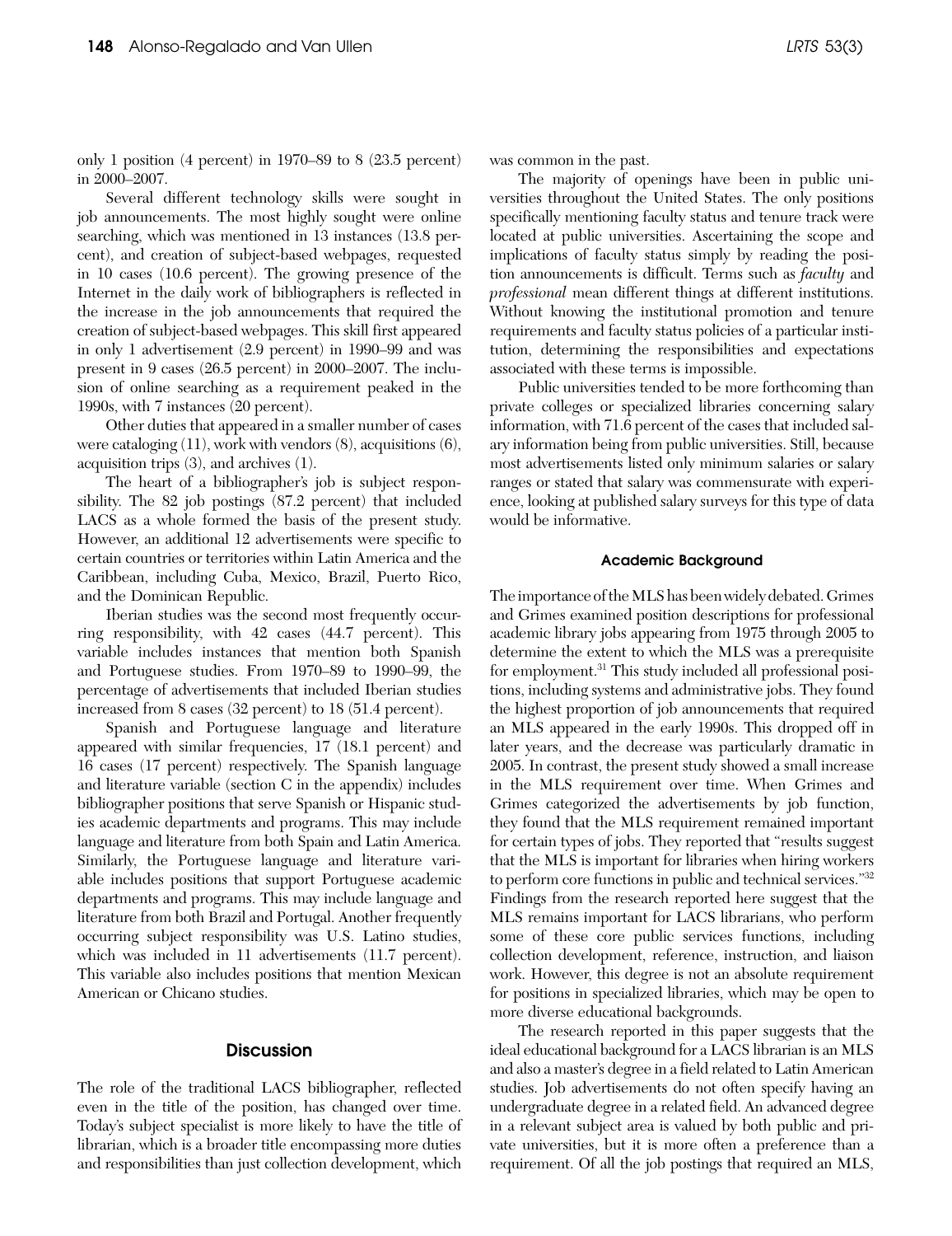only 1 position (4 percent) in 1970–89 to 8 (23.5 percent) in 2000–2007.

Several different technology skills were sought in job announcements. The most highly sought were online searching, which was mentioned in 13 instances (13.8 percent), and creation of subject-based webpages, requested in 10 cases (10.6 percent). The growing presence of the Internet in the daily work of bibliographers is reflected in the increase in the job announcements that required the creation of subject-based webpages. This skill first appeared in only 1 advertisement (2.9 percent) in 1990–99 and was present in 9 cases (26.5 percent) in 2000–2007. The inclusion of online searching as a requirement peaked in the 1990s, with 7 instances (20 percent).

Other duties that appeared in a smaller number of cases were cataloging (11), work with vendors (8), acquisitions (6), acquisition trips (3), and archives (1).

The heart of a bibliographer's job is subject responsibility. The 82 job postings (87.2 percent) that included LACS as a whole formed the basis of the present study. However, an additional 12 advertisements were specific to certain countries or territories within Latin America and the Caribbean, including Cuba, Mexico, Brazil, Puerto Rico, and the Dominican Republic.

Iberian studies was the second most frequently occurring responsibility, with 42 cases (44.7 percent). This variable includes instances that mention both Spanish and Portuguese studies. From 1970–89 to 1990–99, the percentage of advertisements that included Iberian studies increased from 8 cases (32 percent) to 18 (51.4 percent).

Spanish and Portuguese language and literature appeared with similar frequencies, 17 (18.1 percent) and 16 cases (17 percent) respectively. The Spanish language and literature variable (section C in the appendix) includes bibliographer positions that serve Spanish or Hispanic studies academic departments and programs. This may include language and literature from both Spain and Latin America. Similarly, the Portuguese language and literature variable includes positions that support Portuguese academic departments and programs. This may include language and literature from both Brazil and Portugal. Another frequently occurring subject responsibility was U.S. Latino studies, which was included in 11 advertisements (11.7 percent). This variable also includes positions that mention Mexican American or Chicano studies.

## Discussion

The role of the traditional LACS bibliographer, reflected even in the title of the position, has changed over time. Today's subject specialist is more likely to have the title of librarian, which is a broader title encompassing more duties and responsibilities than just collection development, which was common in the past.

The majority of openings have been in public universities throughout the United States. The only positions specifically mentioning faculty status and tenure track were located at public universities. Ascertaining the scope and implications of faculty status simply by reading the position announcements is difficult. Terms such as *faculty* and *professional* mean different things at different institutions. Without knowing the institutional promotion and tenure requirements and faculty status policies of a particular institution, determining the responsibilities and expectations associated with these terms is impossible.

Public universities tended to be more forthcoming than private colleges or specialized libraries concerning salary information, with 71.6 percent of the cases that included salary information being from public universities. Still, because most advertisements listed only minimum salaries or salary ranges or stated that salary was commensurate with experience, looking at published salary surveys for this type of data would be informative.

### Academic Background

The importance of the MLS has been widely debated. Grimes and Grimes examined position descriptions for professional academic library jobs appearing from 1975 through 2005 to determine the extent to which the MLS was a prerequisite for employment.[31] This study included all professional positions, including systems and administrative jobs. They found the highest proportion of job announcements that required an MLS appeared in the early 1990s. This dropped off in later years, and the decrease was particularly dramatic in 2005. In contrast, the present study showed a small increase in the MLS requirement over time. When Grimes and Grimes categorized the advertisements by job function, they found that the MLS requirement remained important for certain types of jobs. They reported that "results suggest that the MLS is important for libraries when hiring workers to perform core functions in public and technical services."[32] Findings from the research reported here suggest that the MLS remains important for LACS librarians, who perform some of these core public services functions, including collection development, reference, instruction, and liaison work. However, this degree is not an absolute requirement for positions in specialized libraries, which may be open to more diverse educational backgrounds.

The research reported in this paper suggests that the ideal educational background for a LACS librarian is an MLS and also a master's degree in a field related to Latin American studies. Job advertisements do not often specify having an undergraduate degree in a related field. An advanced degree in a relevant subject area is valued by both public and private universities, but it is more often a preference than a requirement. Of all the job postings that required an MLS,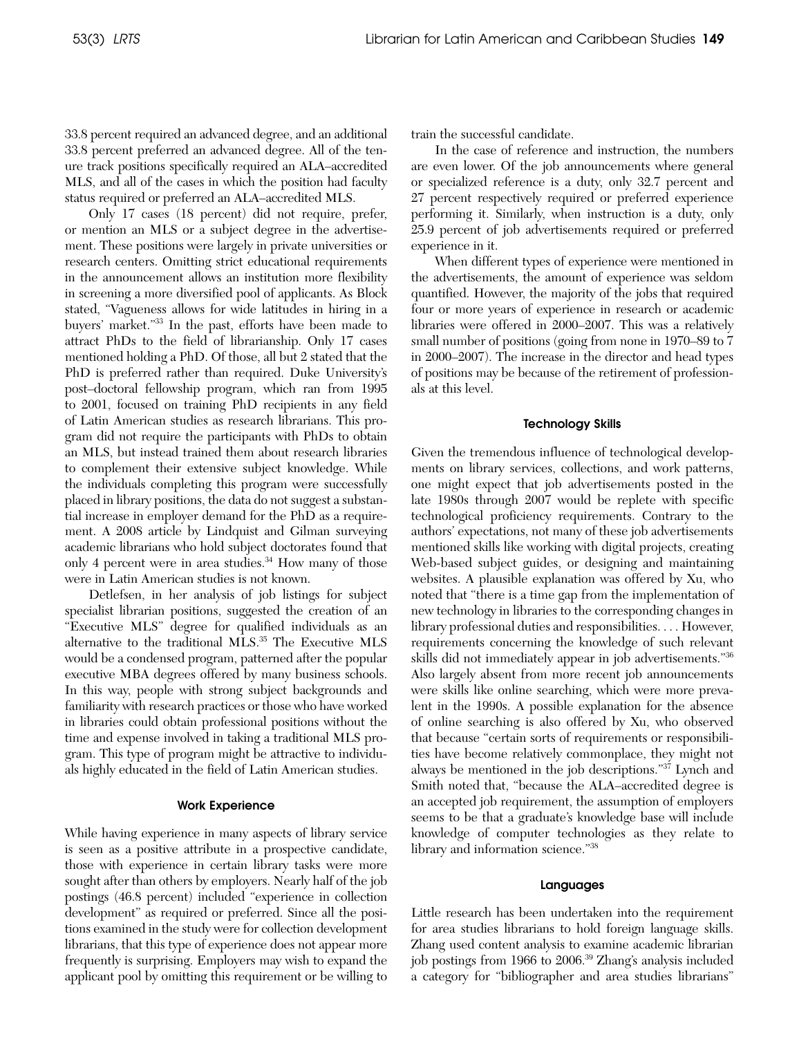33.8 percent required an advanced degree, and an additional 33.8 percent preferred an advanced degree. All of the tenure track positions specifically required an ALA–accredited MLS, and all of the cases in which the position had faculty status required or preferred an ALA–accredited MLS.

Only 17 cases (18 percent) did not require, prefer, or mention an MLS or a subject degree in the advertisement. These positions were largely in private universities or research centers. Omitting strict educational requirements in the announcement allows an institution more flexibility in screening a more diversified pool of applicants. As Block stated, "Vagueness allows for wide latitudes in hiring in a buyers' market."[33] In the past, efforts have been made to attract PhDs to the field of librarianship. Only 17 cases mentioned holding a PhD. Of those, all but 2 stated that the PhD is preferred rather than required. Duke University's post–doctoral fellowship program, which ran from 1995 to 2001, focused on training PhD recipients in any field of Latin American studies as research librarians. This program did not require the participants with PhDs to obtain an MLS, but instead trained them about research libraries to complement their extensive subject knowledge. While the individuals completing this program were successfully placed in library positions, the data do not suggest a substantial increase in employer demand for the PhD as a requirement. A 2008 article by Lindquist and Gilman surveying academic librarians who hold subject doctorates found that only 4 percent were in area studies.[34] How many of those were in Latin American studies is not known.

Detlefsen, in her analysis of job listings for subject specialist librarian positions, suggested the creation of an "Executive MLS" degree for qualified individuals as an alternative to the traditional MLS.[35] The Executive MLS would be a condensed program, patterned after the popular executive MBA degrees offered by many business schools. In this way, people with strong subject backgrounds and familiarity with research practices or those who have worked in libraries could obtain professional positions without the time and expense involved in taking a traditional MLS program. This type of program might be attractive to individuals highly educated in the field of Latin American studies.

### Work Experience

While having experience in many aspects of library service is seen as a positive attribute in a prospective candidate, those with experience in certain library tasks were more sought after than others by employers. Nearly half of the job postings (46.8 percent) included "experience in collection development" as required or preferred. Since all the positions examined in the study were for collection development librarians, that this type of experience does not appear more frequently is surprising. Employers may wish to expand the applicant pool by omitting this requirement or be willing to train the successful candidate.

In the case of reference and instruction, the numbers are even lower. Of the job announcements where general or specialized reference is a duty, only 32.7 percent and 27 percent respectively required or preferred experience performing it. Similarly, when instruction is a duty, only 25.9 percent of job advertisements required or preferred experience in it.

When different types of experience were mentioned in the advertisements, the amount of experience was seldom quantified. However, the majority of the jobs that required four or more years of experience in research or academic libraries were offered in 2000–2007. This was a relatively small number of positions (going from none in 1970–89 to 7 in 2000–2007). The increase in the director and head types of positions may be because of the retirement of professionals at this level.

### Technology Skills

Given the tremendous influence of technological developments on library services, collections, and work patterns, one might expect that job advertisements posted in the late 1980s through 2007 would be replete with specific technological proficiency requirements. Contrary to the authors' expectations, not many of these job advertisements mentioned skills like working with digital projects, creating Web-based subject guides, or designing and maintaining websites. A plausible explanation was offered by Xu, who noted that "there is a time gap from the implementation of new technology in libraries to the corresponding changes in library professional duties and responsibilities. . . . However, requirements concerning the knowledge of such relevant skills did not immediately appear in job advertisements."[36] Also largely absent from more recent job announcements were skills like online searching, which were more prevalent in the 1990s. A possible explanation for the absence of online searching is also offered by Xu, who observed that because "certain sorts of requirements or responsibilities have become relatively commonplace, they might not always be mentioned in the job descriptions."[37] Lynch and Smith noted that, "because the ALA–accredited degree is an accepted job requirement, the assumption of employers seems to be that a graduate's knowledge base will include knowledge of computer technologies as they relate to library and information science."[38]

### Languages

Little research has been undertaken into the requirement for area studies librarians to hold foreign language skills. Zhang used content analysis to examine academic librarian job postings from 1966 to 2006.[39] Zhang's analysis included a category for "bibliographer and area studies librarians"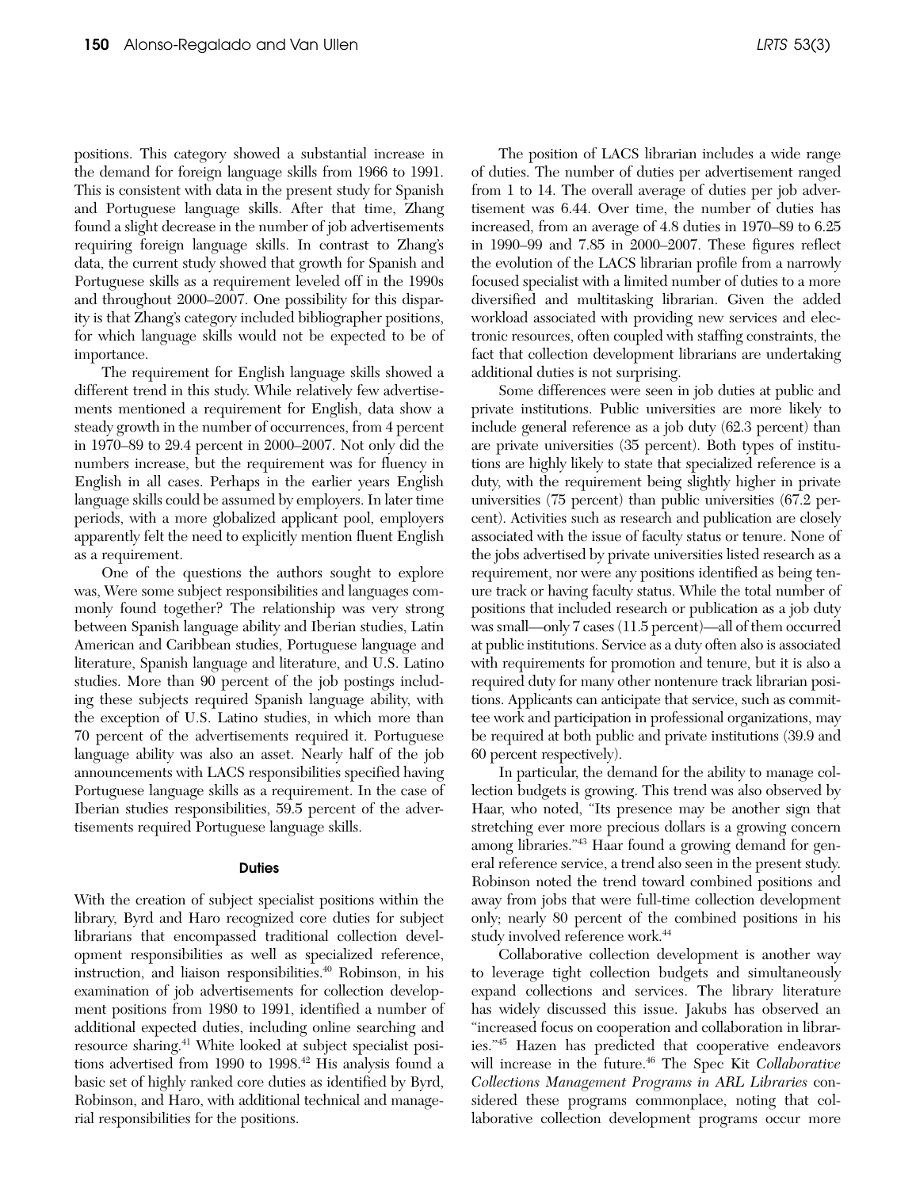positions. This category showed a substantial increase in the demand for foreign language skills from 1966 to 1991. This is consistent with data in the present study for Spanish and Portuguese language skills. After that time, Zhang found a slight decrease in the number of job advertisements requiring foreign language skills. In contrast to Zhang's data, the current study showed that growth for Spanish and Portuguese skills as a requirement leveled off in the 1990s and throughout 2000–2007. One possibility for this disparity is that Zhang's category included bibliographer positions, for which language skills would not be expected to be of importance.

The requirement for English language skills showed a different trend in this study. While relatively few advertisements mentioned a requirement for English, data show a steady growth in the number of occurrences, from 4 percent in 1970–89 to 29.4 percent in 2000–2007. Not only did the numbers increase, but the requirement was for fluency in English in all cases. Perhaps in the earlier years English language skills could be assumed by employers. In later time periods, with a more globalized applicant pool, employers apparently felt the need to explicitly mention fluent English as a requirement.

One of the questions the authors sought to explore was, Were some subject responsibilities and languages commonly found together? The relationship was very strong between Spanish language ability and Iberian studies, Latin American and Caribbean studies, Portuguese language and literature, Spanish language and literature, and U.S. Latino studies. More than 90 percent of the job postings including these subjects required Spanish language ability, with the exception of U.S. Latino studies, in which more than 70 percent of the advertisements required it. Portuguese language ability was also an asset. Nearly half of the job announcements with LACS responsibilities specified having Portuguese language skills as a requirement. In the case of Iberian studies responsibilities, 59.5 percent of the advertisements required Portuguese language skills.

### Duties

With the creation of subject specialist positions within the library, Byrd and Haro recognized core duties for subject librarians that encompassed traditional collection development responsibilities as well as specialized reference, instruction, and liaison responsibilities.[40] Robinson, in his examination of job advertisements for collection development positions from 1980 to 1991, identified a number of additional expected duties, including online searching and resource sharing.[41] White looked at subject specialist positions advertised from 1990 to 1998.[42] His analysis found a basic set of highly ranked core duties as identified by Byrd, Robinson, and Haro, with additional technical and managerial responsibilities for the positions.

The position of LACS librarian includes a wide range of duties. The number of duties per advertisement ranged from 1 to 14. The overall average of duties per job advertisement was 6.44. Over time, the number of duties has increased, from an average of 4.8 duties in 1970–89 to 6.25 in 1990–99 and 7.85 in 2000–2007. These figures reflect the evolution of the LACS librarian profile from a narrowly focused specialist with a limited number of duties to a more diversified and multitasking librarian. Given the added workload associated with providing new services and electronic resources, often coupled with staffing constraints, the fact that collection development librarians are undertaking additional duties is not surprising.

Some differences were seen in job duties at public and private institutions. Public universities are more likely to include general reference as a job duty (62.3 percent) than are private universities (35 percent). Both types of institutions are highly likely to state that specialized reference is a duty, with the requirement being slightly higher in private universities (75 percent) than public universities (67.2 percent). Activities such as research and publication are closely associated with the issue of faculty status or tenure. None of the jobs advertised by private universities listed research as a requirement, nor were any positions identified as being tenure track or having faculty status. While the total number of positions that included research or publication as a job duty was small—only 7 cases (11.5 percent)—all of them occurred at public institutions. Service as a duty often also is associated with requirements for promotion and tenure, but it is also a required duty for many other nontenure track librarian positions. Applicants can anticipate that service, such as committee work and participation in professional organizations, may be required at both public and private institutions (39.9 and 60 percent respectively).

In particular, the demand for the ability to manage collection budgets is growing. This trend was also observed by Haar, who noted, "Its presence may be another sign that stretching ever more precious dollars is a growing concern among libraries."[43] Haar found a growing demand for general reference service, a trend also seen in the present study. Robinson noted the trend toward combined positions and away from jobs that were full-time collection development only; nearly 80 percent of the combined positions in his study involved reference work.[44]

Collaborative collection development is another way to leverage tight collection budgets and simultaneously expand collections and services. The library literature has widely discussed this issue. Jakubs has observed an "increased focus on cooperation and collaboration in libraries."[45] Hazen has predicted that cooperative endeavors will increase in the future.[46] The Spec Kit *Collaborative Collections Management Programs in ARL Libraries* considered these programs commonplace, noting that collaborative collection development programs occur more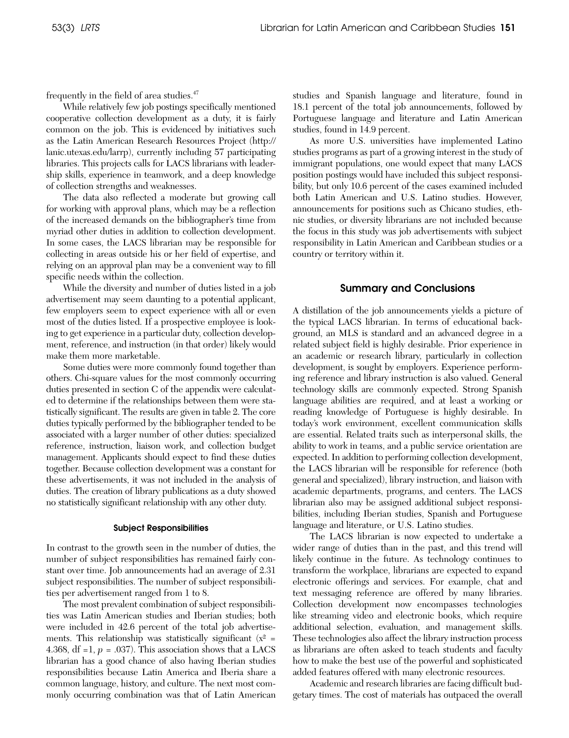frequently in the field of area studies.[47]

While relatively few job postings specifically mentioned cooperative collection development as a duty, it is fairly common on the job. This is evidenced by initiatives such as the Latin American Research Resources Project (http://lanic.utexas.edu/larrp), currently including 57 participating libraries. This projects calls for LACS librarians with leadership skills, experience in teamwork, and a deep knowledge of collection strengths and weaknesses.

The data also reflected a moderate but growing call for working with approval plans, which may be a reflection of the increased demands on the bibliographer's time from myriad other duties in addition to collection development. In some cases, the LACS librarian may be responsible for collecting in areas outside his or her field of expertise, and relying on an approval plan may be a convenient way to fill specific needs within the collection.

While the diversity and number of duties listed in a job advertisement may seem daunting to a potential applicant, few employers seem to expect experience with all or even most of the duties listed. If a prospective employee is looking to get experience in a particular duty, collection development, reference, and instruction (in that order) likely would make them more marketable.

Some duties were more commonly found together than others. Chi-square values for the most commonly occurring duties presented in section C of the appendix were calculated to determine if the relationships between them were statistically significant. The results are given in table 2. The core duties typically performed by the bibliographer tended to be associated with a larger number of other duties: specialized reference, instruction, liaison work, and collection budget management. Applicants should expect to find these duties together. Because collection development was a constant for these advertisements, it was not included in the analysis of duties. The creation of library publications as a duty showed no statistically significant relationship with any other duty.

### Subject Responsibilities

In contrast to the growth seen in the number of duties, the number of subject responsibilities has remained fairly constant over time. Job announcements had an average of 2.31 subject responsibilities. The number of subject responsibilities per advertisement ranged from 1 to 8.

The most prevalent combination of subject responsibilities was Latin American studies and Iberian studies; both were included in 42.6 percent of the total job advertisements. This relationship was statistically significant ($x^2 = 4.368$, df =1, $p = .037$). This association shows that a LACS librarian has a good chance of also having Iberian studies responsibilities because Latin America and Iberia share a common language, history, and culture. The next most commonly occurring combination was that of Latin American studies and Spanish language and literature, found in 18.1 percent of the total job announcements, followed by Portuguese language and literature and Latin American studies, found in 14.9 percent.

As more U.S. universities have implemented Latino studies programs as part of a growing interest in the study of immigrant populations, one would expect that many LACS position postings would have included this subject responsibility, but only 10.6 percent of the cases examined included both Latin American and U.S. Latino studies. However, announcements for positions such as Chicano studies, ethnic studies, or diversity librarians are not included because the focus in this study was job advertisements with subject responsibility in Latin American and Caribbean studies or a country or territory within it.

## Summary and Conclusions

A distillation of the job announcements yields a picture of the typical LACS librarian. In terms of educational background, an MLS is standard and an advanced degree in a related subject field is highly desirable. Prior experience in an academic or research library, particularly in collection development, is sought by employers. Experience performing reference and library instruction is also valued. General technology skills are commonly expected. Strong Spanish language abilities are required, and at least a working or reading knowledge of Portuguese is highly desirable. In today's work environment, excellent communication skills are essential. Related traits such as interpersonal skills, the ability to work in teams, and a public service orientation are expected. In addition to performing collection development, the LACS librarian will be responsible for reference (both general and specialized), library instruction, and liaison with academic departments, programs, and centers. The LACS librarian also may be assigned additional subject responsibilities, including Iberian studies, Spanish and Portuguese language and literature, or U.S. Latino studies.

The LACS librarian is now expected to undertake a wider range of duties than in the past, and this trend will likely continue in the future. As technology continues to transform the workplace, librarians are expected to expand electronic offerings and services. For example, chat and text messaging reference are offered by many libraries. Collection development now encompasses technologies like streaming video and electronic books, which require additional selection, evaluation, and management skills. These technologies also affect the library instruction process as librarians are often asked to teach students and faculty how to make the best use of the powerful and sophisticated added features offered with many electronic resources.

Academic and research libraries are facing difficult budgetary times. The cost of materials has outpaced the overall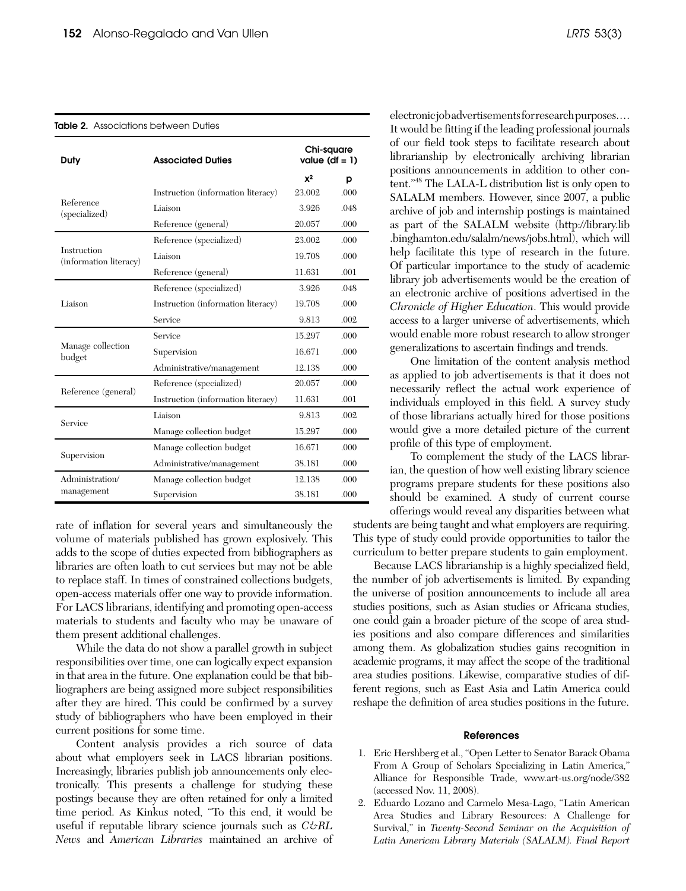**Table 2.** Associations between Duties

| Duty | Associated Duties | Chi-square value (df = 1) | |
|---|---|---|---|
| | | $x^2$ | p |
| Reference (specialized) | Instruction (information literacy) | 23.002 | .000 |
| | Liaison | 3.926 | .048 |
| | Reference (general) | 20.057 | .000 |
| Instruction (information literacy) | Reference (specialized) | 23.002 | .000 |
| | Liaison | 19.708 | .000 |
| | Reference (general) | 11.631 | .001 |
| Liaison | Reference (specialized) | 3.926 | .048 |
| | Instruction (information literacy) | 19.708 | .000 |
| | Service | 9.813 | .002 |
| Manage collection budget | Service | 15.297 | .000 |
| | Supervision | 16.671 | .000 |
| | Administrative/management | 12.138 | .000 |
| Reference (general) | Reference (specialized) | 20.057 | .000 |
| | Instruction (information literacy) | 11.631 | .001 |
| Service | Liaison | 9.813 | .002 |
| | Manage collection budget | 15.297 | .000 |
| Supervision | Manage collection budget | 16.671 | .000 |
| | Administrative/management | 38.181 | .000 |
| Administration/ management | Manage collection budget | 12.138 | .000 |
| | Supervision | 38.181 | .000 |

rate of inflation for several years and simultaneously the volume of materials published has grown explosively. This adds to the scope of duties expected from bibliographers as libraries are often loath to cut services but may not be able to replace staff. In times of constrained collections budgets, open-access materials offer one way to provide information. For LACS librarians, identifying and promoting open-access materials to students and faculty who may be unaware of them present additional challenges.

While the data do not show a parallel growth in subject responsibilities over time, one can logically expect expansion in that area in the future. One explanation could be that bibliographers are being assigned more subject responsibilities after they are hired. This could be confirmed by a survey study of bibliographers who have been employed in their current positions for some time.

Content analysis provides a rich source of data about what employers seek in LACS librarian positions. Increasingly, libraries publish job announcements only electronically. This presents a challenge for studying these postings because they are often retained for only a limited time period. As Kinkus noted, "To this end, it would be useful if reputable library science journals such as *C&RL News* and *American Libraries* maintained an archive of electronic job advertisements for research purposes. . . . It would be fitting if the leading professional journals of our field took steps to facilitate research about librarianship by electronically archiving librarian positions announcements in addition to other content."[48] The LALA-L distribution list is only open to SALALM members. However, since 2007, a public archive of job and internship postings is maintained as part of the SALALM website (http://library.lib.binghamton.edu/salalm/news/jobs.html), which will help facilitate this type of research in the future. Of particular importance to the study of academic library job advertisements would be the creation of an electronic archive of positions advertised in the *Chronicle of Higher Education*. This would provide access to a larger universe of advertisements, which would enable more robust research to allow stronger generalizations to ascertain findings and trends.

One limitation of the content analysis method as applied to job advertisements is that it does not necessarily reflect the actual work experience of individuals employed in this field. A survey study of those librarians actually hired for those positions would give a more detailed picture of the current profile of this type of employment.

To complement the study of the LACS librarian, the question of how well existing library science programs prepare students for these positions also should be examined. A study of current course offerings would reveal any disparities between what students are being taught and what employers are requiring. This type of study could provide opportunities to tailor the curriculum to better prepare students to gain employment.

Because LACS librarianship is a highly specialized field, the number of job advertisements is limited. By expanding the universe of position announcements to include all area studies positions, such as Asian studies or Africana studies, one could gain a broader picture of the scope of area studies positions and also compare differences and similarities among them. As globalization studies gains recognition in academic programs, it may affect the scope of the traditional area studies positions. Likewise, comparative studies of different regions, such as East Asia and Latin America could reshape the definition of area studies positions in the future.

## References

1. Eric Hershberg et al., "Open Letter to Senator Barack Obama From A Group of Scholars Specializing in Latin America," Alliance for Responsible Trade, www.art-us.org/node/382 (accessed Nov. 11, 2008).
2. Eduardo Lozano and Carmelo Mesa-Lago, "Latin American Area Studies and Library Resources: A Challenge for Survival," in *Twenty-Second Seminar on the Acquisition of Latin American Library Materials (SALALM). Final Report*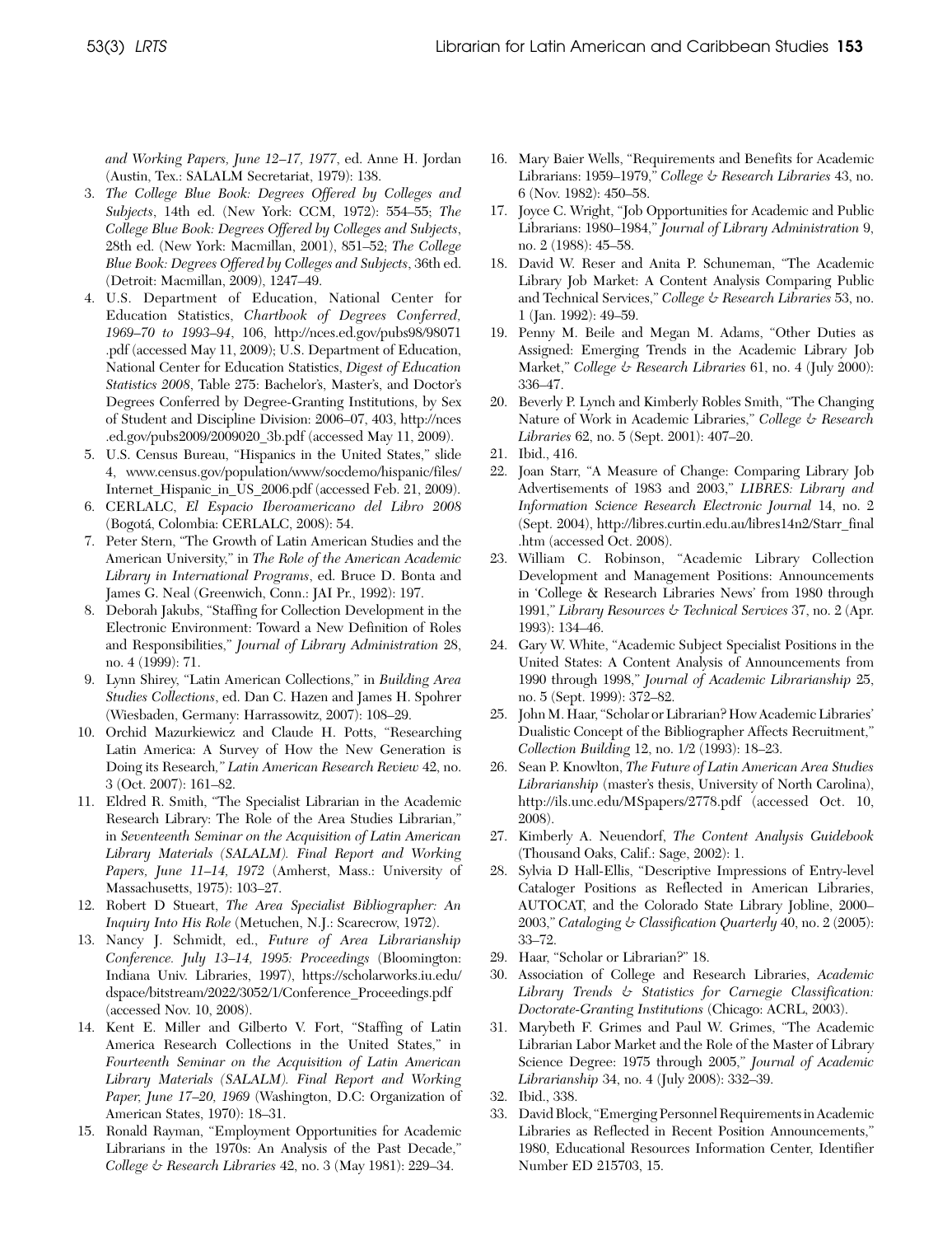*and Working Papers, June 12–17, 1977*, ed. Anne H. Jordan (Austin, Tex.: SALALM Secretariat, 1979): 138.

3. *The College Blue Book: Degrees Offered by Colleges and Subjects*, 14th ed. (New York: CCM, 1972): 554–55; *The College Blue Book: Degrees Offered by Colleges and Subjects*, 28th ed. (New York: Macmillan, 2001), 851–52; *The College Blue Book: Degrees Offered by Colleges and Subjects*, 36th ed. (Detroit: Macmillan, 2009), 1247–49.
4. U.S. Department of Education, National Center for Education Statistics, *Chartbook of Degrees Conferred, 1969–70 to 1993–94*, 106, http://nces.ed.gov/pubs98/98071.pdf (accessed May 11, 2009); U.S. Department of Education, National Center for Education Statistics, *Digest of Education Statistics 2008*, Table 275: Bachelor's, Master's, and Doctor's Degrees Conferred by Degree-Granting Institutions, by Sex of Student and Discipline Division: 2006–07, 403, http://nces.ed.gov/pubs2009/2009020_3b.pdf (accessed May 11, 2009).
5. U.S. Census Bureau, "Hispanics in the United States," slide 4, www.census.gov/population/www/socdemo/hispanic/files/Internet_Hispanic_in_US_2006.pdf (accessed Feb. 21, 2009).
6. CERLALC, *El Espacio Iberoamericano del Libro 2008* (Bogotá, Colombia: CERLALC, 2008): 54.
7. Peter Stern, "The Growth of Latin American Studies and the American University," in *The Role of the American Academic Library in International Programs*, ed. Bruce D. Bonta and James G. Neal (Greenwich, Conn.: JAI Pr., 1992): 197.
8. Deborah Jakubs, "Staffing for Collection Development in the Electronic Environment: Toward a New Definition of Roles and Responsibilities," *Journal of Library Administration* 28, no. 4 (1999): 71.
9. Lynn Shirey, "Latin American Collections," in *Building Area Studies Collections*, ed. Dan C. Hazen and James H. Spohrer (Wiesbaden, Germany: Harrassowitz, 2007): 108–29.
10. Orchid Mazurkiewicz and Claude H. Potts, "Researching Latin America: A Survey of How the New Generation is Doing its Research," *Latin American Research Review* 42, no. 3 (Oct. 2007): 161–82.
11. Eldred R. Smith, "The Specialist Librarian in the Academic Research Library: The Role of the Area Studies Librarian," in *Seventeenth Seminar on the Acquisition of Latin American Library Materials (SALALM). Final Report and Working Papers, June 11–14, 1972* (Amherst, Mass.: University of Massachusetts, 1975): 103–27.
12. Robert D Stueart, *The Area Specialist Bibliographer: An Inquiry Into His Role* (Metuchen, N.J.: Scarecrow, 1972).
13. Nancy J. Schmidt, ed., *Future of Area Librarianship Conference. July 13–14, 1995: Proceedings* (Bloomington: Indiana Univ. Libraries, 1997), https://scholarworks.iu.edu/dspace/bitstream/2022/3052/1/Conference_Proceedings.pdf (accessed Nov. 10, 2008).
14. Kent E. Miller and Gilberto V. Fort, "Staffing of Latin America Research Collections in the United States," in *Fourteenth Seminar on the Acquisition of Latin American Library Materials (SALALM). Final Report and Working Paper, June 17–20, 1969* (Washington, D.C: Organization of American States, 1970): 18–31.
15. Ronald Rayman, "Employment Opportunities for Academic Librarians in the 1970s: An Analysis of the Past Decade," *College & Research Libraries* 42, no. 3 (May 1981): 229–34.
16. Mary Baier Wells, "Requirements and Benefits for Academic Librarians: 1959–1979," *College & Research Libraries* 43, no. 6 (Nov. 1982): 450–58.
17. Joyce C. Wright, "Job Opportunities for Academic and Public Librarians: 1980–1984," *Journal of Library Administration* 9, no. 2 (1988): 45–58.
18. David W. Reser and Anita P. Schuneman, "The Academic Library Job Market: A Content Analysis Comparing Public and Technical Services," *College & Research Libraries* 53, no. 1 (Jan. 1992): 49–59.
19. Penny M. Beile and Megan M. Adams, "Other Duties as Assigned: Emerging Trends in the Academic Library Job Market," *College & Research Libraries* 61, no. 4 (July 2000): 336–47.
20. Beverly P. Lynch and Kimberly Robles Smith, "The Changing Nature of Work in Academic Libraries," *College & Research Libraries* 62, no. 5 (Sept. 2001): 407–20.
21. Ibid., 416.
22. Joan Starr, "A Measure of Change: Comparing Library Job Advertisements of 1983 and 2003," *LIBRES: Library and Information Science Research Electronic Journal* 14, no. 2 (Sept. 2004), http://libres.curtin.edu.au/libres14n2/Starr_final.htm (accessed Oct. 2008).
23. William C. Robinson, "Academic Library Collection Development and Management Positions: Announcements in 'College & Research Libraries News' from 1980 through 1991," *Library Resources & Technical Services* 37, no. 2 (Apr. 1993): 134–46.
24. Gary W. White, "Academic Subject Specialist Positions in the United States: A Content Analysis of Announcements from 1990 through 1998," *Journal of Academic Librarianship* 25, no. 5 (Sept. 1999): 372–82.
25. John M. Haar, "Scholar or Librarian? How Academic Libraries' Dualistic Concept of the Bibliographer Affects Recruitment," *Collection Building* 12, no. 1/2 (1993): 18–23.
26. Sean P. Knowlton, *The Future of Latin American Area Studies Librarianship* (master's thesis, University of North Carolina), http://ils.unc.edu/MSpapers/2778.pdf (accessed Oct. 10, 2008).
27. Kimberly A. Neuendorf, *The Content Analysis Guidebook* (Thousand Oaks, Calif.: Sage, 2002): 1.
28. Sylvia D Hall-Ellis, "Descriptive Impressions of Entry-level Cataloger Positions as Reflected in American Libraries, AUTOCAT, and the Colorado State Library Jobline, 2000–2003," *Cataloging & Classification Quarterly* 40, no. 2 (2005): 33–72.
29. Haar, "Scholar or Librarian?" 18.
30. Association of College and Research Libraries, *Academic Library Trends & Statistics for Carnegie Classification: Doctorate-Granting Institutions* (Chicago: ACRL, 2003).
31. Marybeth F. Grimes and Paul W. Grimes, "The Academic Librarian Labor Market and the Role of the Master of Library Science Degree: 1975 through 2005," *Journal of Academic Librarianship* 34, no. 4 (July 2008): 332–39.
32. Ibid., 338.
33. David Block, "Emerging Personnel Requirements in Academic Libraries as Reflected in Recent Position Announcements," 1980, Educational Resources Information Center, Identifier Number ED 215703, 15.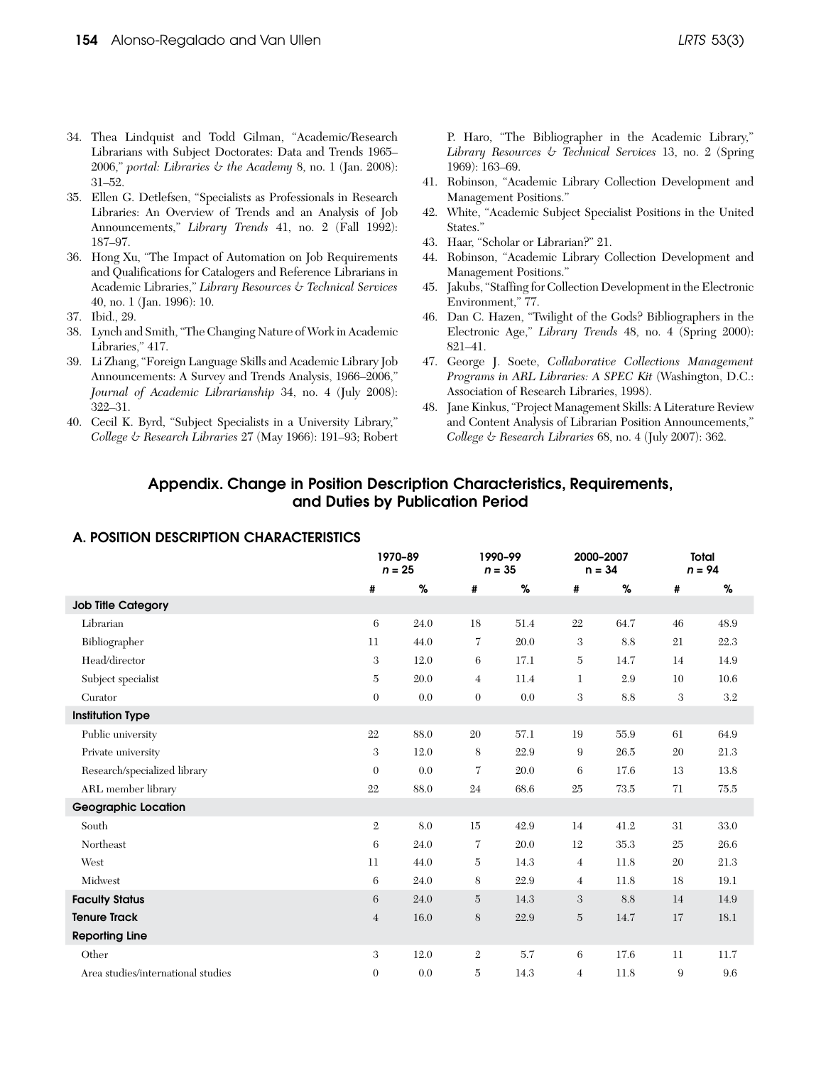34. Thea Lindquist and Todd Gilman, "Academic/Research Librarians with Subject Doctorates: Data and Trends 1965–2006," *portal: Libraries & the Academy* 8, no. 1 (Jan. 2008): 31–52.
35. Ellen G. Detlefsen, "Specialists as Professionals in Research Libraries: An Overview of Trends and an Analysis of Job Announcements," *Library Trends* 41, no. 2 (Fall 1992): 187–97.
36. Hong Xu, "The Impact of Automation on Job Requirements and Qualifications for Catalogers and Reference Librarians in Academic Libraries," *Library Resources & Technical Services* 40, no. 1 (Jan. 1996): 10.
37. Ibid., 29.
38. Lynch and Smith, "The Changing Nature of Work in Academic Libraries," 417.
39. Li Zhang, "Foreign Language Skills and Academic Library Job Announcements: A Survey and Trends Analysis, 1966–2006," *Journal of Academic Librarianship* 34, no. 4 (July 2008): 322–31.
40. Cecil K. Byrd, "Subject Specialists in a University Library," *College & Research Libraries* 27 (May 1966): 191–93; Robert P. Haro, "The Bibliographer in the Academic Library," *Library Resources & Technical Services* 13, no. 2 (Spring 1969): 163–69.
41. Robinson, "Academic Library Collection Development and Management Positions."
42. White, "Academic Subject Specialist Positions in the United States."
43. Haar, "Scholar or Librarian?" 21.
44. Robinson, "Academic Library Collection Development and Management Positions."
45. Jakubs, "Staffing for Collection Development in the Electronic Environment," 77.
46. Dan C. Hazen, "Twilight of the Gods? Bibliographers in the Electronic Age," *Library Trends* 48, no. 4 (Spring 2000): 821–41.
47. George J. Soete, *Collaborative Collections Management Programs in ARL Libraries: A SPEC Kit* (Washington, D.C.: Association of Research Libraries, 1998).
48. Jane Kinkus, "Project Management Skills: A Literature Review and Content Analysis of Librarian Position Announcements," *College & Research Libraries* 68, no. 4 (July 2007): 362.

## Appendix. Change in Position Description Characteristics, Requirements, and Duties by Publication Period

### A. POSITION DESCRIPTION CHARACTERISTICS

| | 1970–89 $n = 25$ | | 1990–99 $n = 35$ | | 2000–2007 n = 34 | | Total $n = 94$ | |
|---|---|---|---|---|---|---|---|---|
| | # | % | # | % | # | % | # | % |
| **Job Title Category** | | | | | | | | |
| Librarian | 6 | 24.0 | 18 | 51.4 | 22 | 64.7 | 46 | 48.9 |
| Bibliographer | 11 | 44.0 | 7 | 20.0 | 3 | 8.8 | 21 | 22.3 |
| Head/director | 3 | 12.0 | 6 | 17.1 | 5 | 14.7 | 14 | 14.9 |
| Subject specialist | 5 | 20.0 | 4 | 11.4 | 1 | 2.9 | 10 | 10.6 |
| Curator | 0 | 0.0 | 0 | 0.0 | 3 | 8.8 | 3 | 3.2 |
| **Institution Type** | | | | | | | | |
| Public university | 22 | 88.0 | 20 | 57.1 | 19 | 55.9 | 61 | 64.9 |
| Private university | 3 | 12.0 | 8 | 22.9 | 9 | 26.5 | 20 | 21.3 |
| Research/specialized library | 0 | 0.0 | 7 | 20.0 | 6 | 17.6 | 13 | 13.8 |
| ARL member library | 22 | 88.0 | 24 | 68.6 | 25 | 73.5 | 71 | 75.5 |
| **Geographic Location** | | | | | | | | |
| South | 2 | 8.0 | 15 | 42.9 | 14 | 41.2 | 31 | 33.0 |
| Northeast | 6 | 24.0 | 7 | 20.0 | 12 | 35.3 | 25 | 26.6 |
| West | 11 | 44.0 | 5 | 14.3 | 4 | 11.8 | 20 | 21.3 |
| Midwest | 6 | 24.0 | 8 | 22.9 | 4 | 11.8 | 18 | 19.1 |
| **Faculty Status** | 6 | 24.0 | 5 | 14.3 | 3 | 8.8 | 14 | 14.9 |
| **Tenure Track** | 4 | 16.0 | 8 | 22.9 | 5 | 14.7 | 17 | 18.1 |
| **Reporting Line** | | | | | | | | |
| Other | 3 | 12.0 | 2 | 5.7 | 6 | 17.6 | 11 | 11.7 |
| Area studies/international studies | 0 | 0.0 | 5 | 14.3 | 4 | 11.8 | 9 | 9.6 |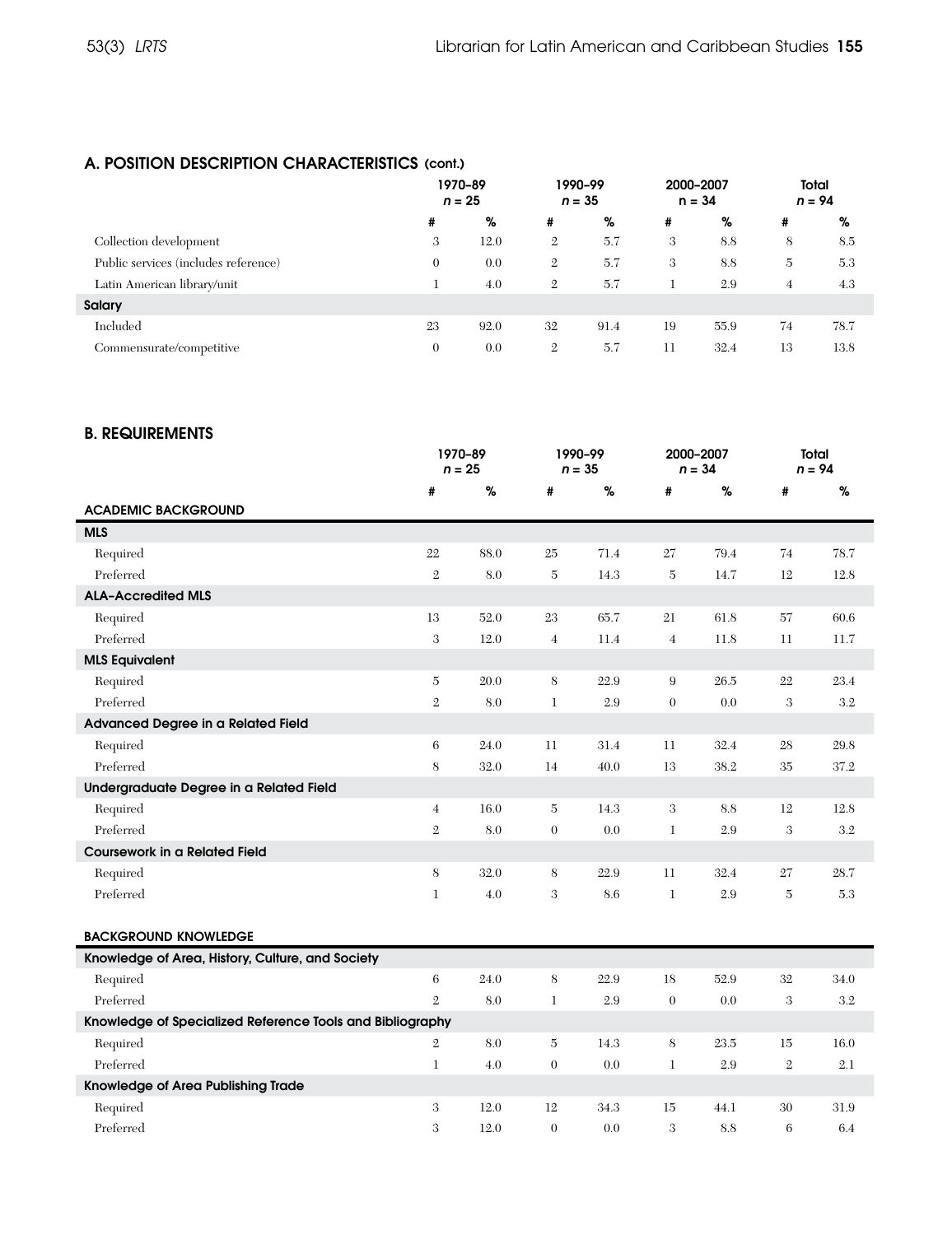## A. POSITION DESCRIPTION CHARACTERISTICS (cont.)

| | 1970–89 *n* = 25 | | 1990–99 *n* = 35 | | 2000–2007 n = 34 | | Total *n* = 94 | |
|---|---|---|---|---|---|---|---|---|
| | # | % | # | % | # | % | # | % |
| Collection development | 3 | 12.0 | 2 | 5.7 | 3 | 8.8 | 8 | 8.5 |
| Public services (includes reference) | 0 | 0.0 | 2 | 5.7 | 3 | 8.8 | 5 | 5.3 |
| Latin American library/unit | 1 | 4.0 | 2 | 5.7 | 1 | 2.9 | 4 | 4.3 |
| **Salary** | | | | | | | | |
| Included | 23 | 92.0 | 32 | 91.4 | 19 | 55.9 | 74 | 78.7 |
| Commensurate/competitive | 0 | 0.0 | 2 | 5.7 | 11 | 32.4 | 13 | 13.8 |

## B. REQUIREMENTS

| | 1970–89 *n* = 25 | | 1990–99 *n* = 35 | | 2000–2007 *n* = 34 | | Total *n* = 94 | |
|---|---|---|---|---|---|---|---|---|
| | # | % | # | % | # | % | # | % |
| **ACADEMIC BACKGROUND** | | | | | | | | |
| **MLS** | | | | | | | | |
| Required | 22 | 88.0 | 25 | 71.4 | 27 | 79.4 | 74 | 78.7 |
| Preferred | 2 | 8.0 | 5 | 14.3 | 5 | 14.7 | 12 | 12.8 |
| **ALA-Accredited MLS** | | | | | | | | |
| Required | 13 | 52.0 | 23 | 65.7 | 21 | 61.8 | 57 | 60.6 |
| Preferred | 3 | 12.0 | 4 | 11.4 | 4 | 11.8 | 11 | 11.7 |
| **MLS Equivalent** | | | | | | | | |
| Required | 5 | 20.0 | 8 | 22.9 | 9 | 26.5 | 22 | 23.4 |
| Preferred | 2 | 8.0 | 1 | 2.9 | 0 | 0.0 | 3 | 3.2 |
| **Advanced Degree in a Related Field** | | | | | | | | |
| Required | 6 | 24.0 | 11 | 31.4 | 11 | 32.4 | 28 | 29.8 |
| Preferred | 8 | 32.0 | 14 | 40.0 | 13 | 38.2 | 35 | 37.2 |
| **Undergraduate Degree in a Related Field** | | | | | | | | |
| Required | 4 | 16.0 | 5 | 14.3 | 3 | 8.8 | 12 | 12.8 |
| Preferred | 2 | 8.0 | 0 | 0.0 | 1 | 2.9 | 3 | 3.2 |
| **Coursework in a Related Field** | | | | | | | | |
| Required | 8 | 32.0 | 8 | 22.9 | 11 | 32.4 | 27 | 28.7 |
| Preferred | 1 | 4.0 | 3 | 8.6 | 1 | 2.9 | 5 | 5.3 |
| **BACKGROUND KNOWLEDGE** | | | | | | | | |
| **Knowledge of Area, History, Culture, and Society** | | | | | | | | |
| Required | 6 | 24.0 | 8 | 22.9 | 18 | 52.9 | 32 | 34.0 |
| Preferred | 2 | 8.0 | 1 | 2.9 | 0 | 0.0 | 3 | 3.2 |
| **Knowledge of Specialized Reference Tools and Bibliography** | | | | | | | | |
| Required | 2 | 8.0 | 5 | 14.3 | 8 | 23.5 | 15 | 16.0 |
| Preferred | 1 | 4.0 | 0 | 0.0 | 1 | 2.9 | 2 | 2.1 |
| **Knowledge of Area Publishing Trade** | | | | | | | | |
| Required | 3 | 12.0 | 12 | 34.3 | 15 | 44.1 | 30 | 31.9 |
| Preferred | 3 | 12.0 | 0 | 0.0 | 3 | 8.8 | 6 | 6.4 |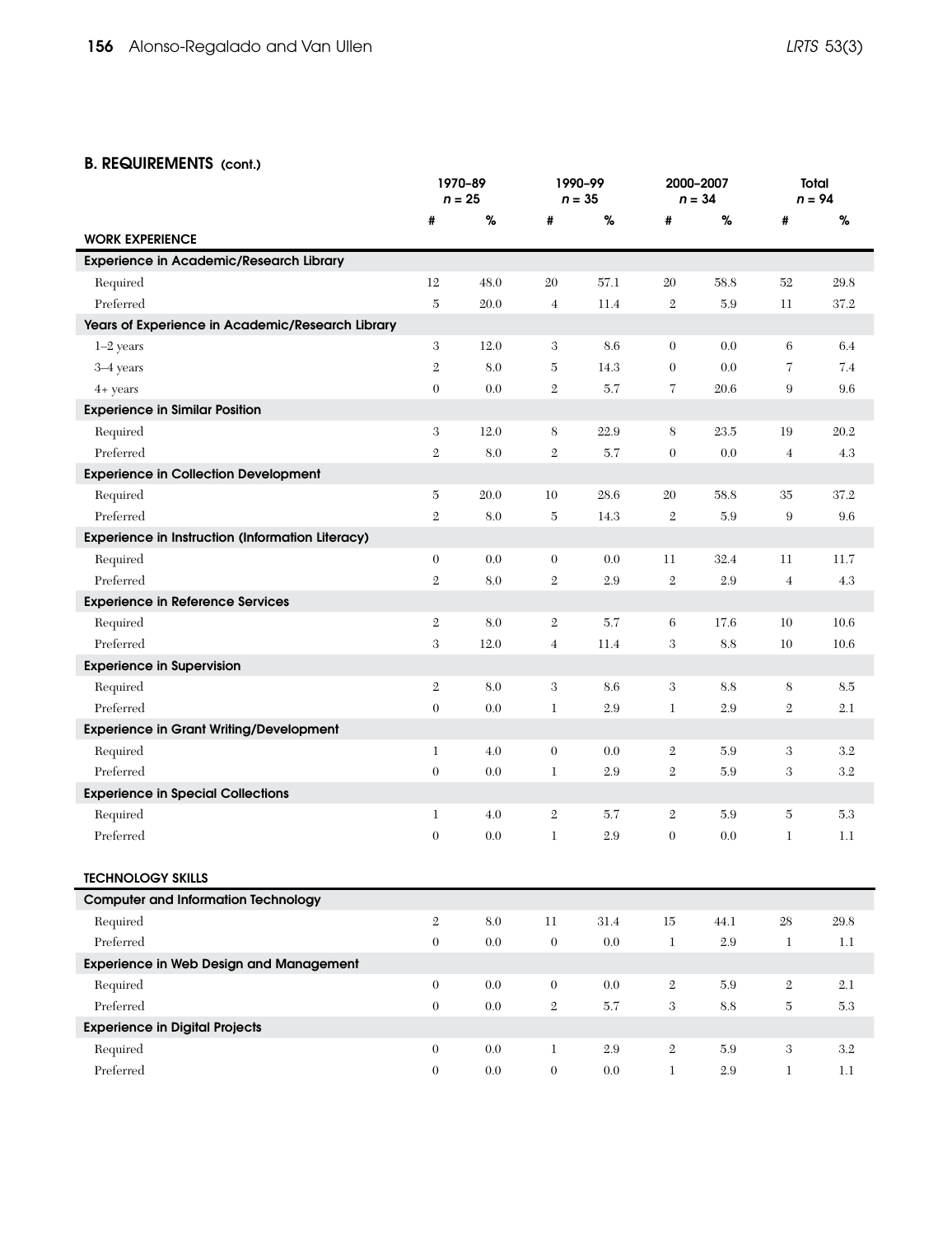### B. REQUIREMENTS (cont.)

| | 1970–89 $n = 25$ | | 1990–99 $n = 35$ | | 2000–2007 $n = 34$ | | Total $n = 94$ | |
|---|---|---|---|---|---|---|---|---|
| | # | % | # | % | # | % | # | % |
| **WORK EXPERIENCE** | | | | | | | | |
| **Experience in Academic/Research Library** | | | | | | | | |
| Required | 12 | 48.0 | 20 | 57.1 | 20 | 58.8 | 52 | 29.8 |
| Preferred | 5 | 20.0 | 4 | 11.4 | 2 | 5.9 | 11 | 37.2 |
| **Years of Experience in Academic/Research Library** | | | | | | | | |
| 1–2 years | 3 | 12.0 | 3 | 8.6 | 0 | 0.0 | 6 | 6.4 |
| 3–4 years | 2 | 8.0 | 5 | 14.3 | 0 | 0.0 | 7 | 7.4 |
| 4+ years | 0 | 0.0 | 2 | 5.7 | 7 | 20.6 | 9 | 9.6 |
| **Experience in Similar Position** | | | | | | | | |
| Required | 3 | 12.0 | 8 | 22.9 | 8 | 23.5 | 19 | 20.2 |
| Preferred | 2 | 8.0 | 2 | 5.7 | 0 | 0.0 | 4 | 4.3 |
| **Experience in Collection Development** | | | | | | | | |
| Required | 5 | 20.0 | 10 | 28.6 | 20 | 58.8 | 35 | 37.2 |
| Preferred | 2 | 8.0 | 5 | 14.3 | 2 | 5.9 | 9 | 9.6 |
| **Experience in Instruction (Information Literacy)** | | | | | | | | |
| Required | 0 | 0.0 | 0 | 0.0 | 11 | 32.4 | 11 | 11.7 |
| Preferred | 2 | 8.0 | 2 | 2.9 | 2 | 2.9 | 4 | 4.3 |
| **Experience in Reference Services** | | | | | | | | |
| Required | 2 | 8.0 | 2 | 5.7 | 6 | 17.6 | 10 | 10.6 |
| Preferred | 3 | 12.0 | 4 | 11.4 | 3 | 8.8 | 10 | 10.6 |
| **Experience in Supervision** | | | | | | | | |
| Required | 2 | 8.0 | 3 | 8.6 | 3 | 8.8 | 8 | 8.5 |
| Preferred | 0 | 0.0 | 1 | 2.9 | 1 | 2.9 | 2 | 2.1 |
| **Experience in Grant Writing/Development** | | | | | | | | |
| Required | 1 | 4.0 | 0 | 0.0 | 2 | 5.9 | 3 | 3.2 |
| Preferred | 0 | 0.0 | 1 | 2.9 | 2 | 5.9 | 3 | 3.2 |
| **Experience in Special Collections** | | | | | | | | |
| Required | 1 | 4.0 | 2 | 5.7 | 2 | 5.9 | 5 | 5.3 |
| Preferred | 0 | 0.0 | 1 | 2.9 | 0 | 0.0 | 1 | 1.1 |
| **TECHNOLOGY SKILLS** | | | | | | | | |
| **Computer and Information Technology** | | | | | | | | |
| Required | 2 | 8.0 | 11 | 31.4 | 15 | 44.1 | 28 | 29.8 |
| Preferred | 0 | 0.0 | 0 | 0.0 | 1 | 2.9 | 1 | 1.1 |
| **Experience in Web Design and Management** | | | | | | | | |
| Required | 0 | 0.0 | 0 | 0.0 | 2 | 5.9 | 2 | 2.1 |
| Preferred | 0 | 0.0 | 2 | 5.7 | 3 | 8.8 | 5 | 5.3 |
| **Experience in Digital Projects** | | | | | | | | |
| Required | 0 | 0.0 | 1 | 2.9 | 2 | 5.9 | 3 | 3.2 |
| Preferred | 0 | 0.0 | 0 | 0.0 | 1 | 2.9 | 1 | 1.1 |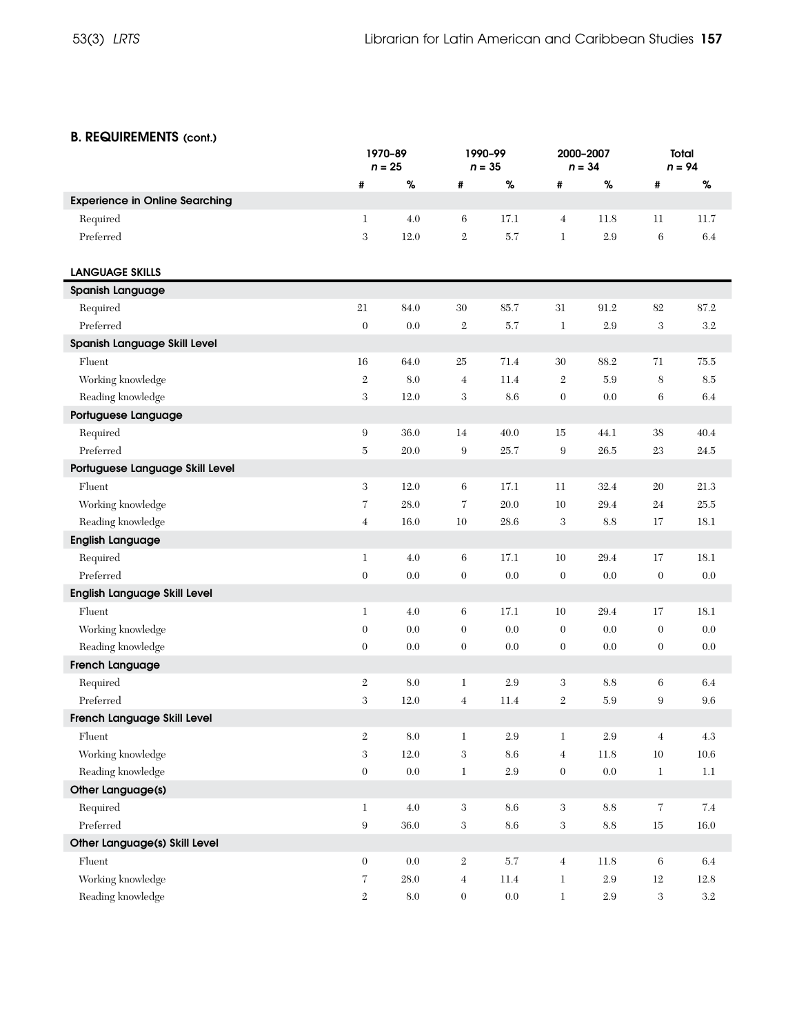## B. REQUIREMENTS (cont.)

| | 1970–89 *n* = 25 | | 1990–99 *n* = 35 | | 2000–2007 *n* = 34 | | Total *n* = 94 | |
|---|---|---|---|---|---|---|---|---|
| | # | % | # | % | # | % | # | % |
| **Experience in Online Searching** | | | | | | | | |
| Required | 1 | 4.0 | 6 | 17.1 | 4 | 11.8 | 11 | 11.7 |
| Preferred | 3 | 12.0 | 2 | 5.7 | 1 | 2.9 | 6 | 6.4 |
| **LANGUAGE SKILLS** | | | | | | | | |
| **Spanish Language** | | | | | | | | |
| Required | 21 | 84.0 | 30 | 85.7 | 31 | 91.2 | 82 | 87.2 |
| Preferred | 0 | 0.0 | 2 | 5.7 | 1 | 2.9 | 3 | 3.2 |
| **Spanish Language Skill Level** | | | | | | | | |
| Fluent | 16 | 64.0 | 25 | 71.4 | 30 | 88.2 | 71 | 75.5 |
| Working knowledge | 2 | 8.0 | 4 | 11.4 | 2 | 5.9 | 8 | 8.5 |
| Reading knowledge | 3 | 12.0 | 3 | 8.6 | 0 | 0.0 | 6 | 6.4 |
| **Portuguese Language** | | | | | | | | |
| Required | 9 | 36.0 | 14 | 40.0 | 15 | 44.1 | 38 | 40.4 |
| Preferred | 5 | 20.0 | 9 | 25.7 | 9 | 26.5 | 23 | 24.5 |
| **Portuguese Language Skill Level** | | | | | | | | |
| Fluent | 3 | 12.0 | 6 | 17.1 | 11 | 32.4 | 20 | 21.3 |
| Working knowledge | 7 | 28.0 | 7 | 20.0 | 10 | 29.4 | 24 | 25.5 |
| Reading knowledge | 4 | 16.0 | 10 | 28.6 | 3 | 8.8 | 17 | 18.1 |
| **English Language** | | | | | | | | |
| Required | 1 | 4.0 | 6 | 17.1 | 10 | 29.4 | 17 | 18.1 |
| Preferred | 0 | 0.0 | 0 | 0.0 | 0 | 0.0 | 0 | 0.0 |
| **English Language Skill Level** | | | | | | | | |
| Fluent | 1 | 4.0 | 6 | 17.1 | 10 | 29.4 | 17 | 18.1 |
| Working knowledge | 0 | 0.0 | 0 | 0.0 | 0 | 0.0 | 0 | 0.0 |
| Reading knowledge | 0 | 0.0 | 0 | 0.0 | 0 | 0.0 | 0 | 0.0 |
| **French Language** | | | | | | | | |
| Required | 2 | 8.0 | 1 | 2.9 | 3 | 8.8 | 6 | 6.4 |
| Preferred | 3 | 12.0 | 4 | 11.4 | 2 | 5.9 | 9 | 9.6 |
| **French Language Skill Level** | | | | | | | | |
| Fluent | 2 | 8.0 | 1 | 2.9 | 1 | 2.9 | 4 | 4.3 |
| Working knowledge | 3 | 12.0 | 3 | 8.6 | 4 | 11.8 | 10 | 10.6 |
| Reading knowledge | 0 | 0.0 | 1 | 2.9 | 0 | 0.0 | 1 | 1.1 |
| **Other Language(s)** | | | | | | | | |
| Required | 1 | 4.0 | 3 | 8.6 | 3 | 8.8 | 7 | 7.4 |
| Preferred | 9 | 36.0 | 3 | 8.6 | 3 | 8.8 | 15 | 16.0 |
| **Other Language(s) Skill Level** | | | | | | | | |
| Fluent | 0 | 0.0 | 2 | 5.7 | 4 | 11.8 | 6 | 6.4 |
| Working knowledge | 7 | 28.0 | 4 | 11.4 | 1 | 2.9 | 12 | 12.8 |
| Reading knowledge | 2 | 8.0 | 0 | 0.0 | 1 | 2.9 | 3 | 3.2 |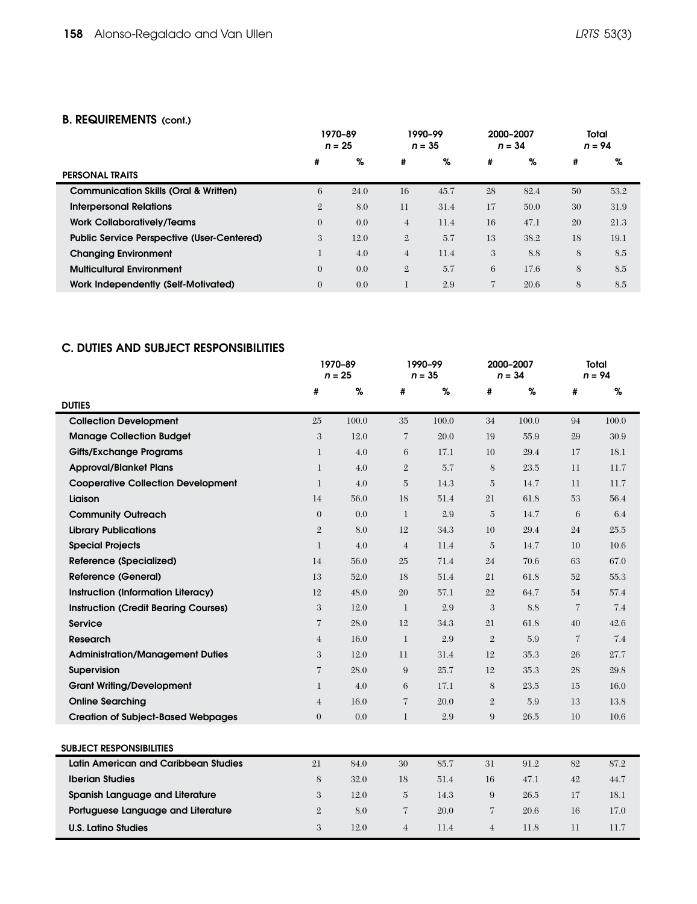### B. REQUIREMENTS (cont.)

| | 1970–89 $n = 25$ | | 1990–99 $n = 35$ | | 2000–2007 $n = 34$ | | Total $n = 94$ | |
|---|---|---|---|---|---|---|---|---|
| | # | % | # | % | # | % | # | % |
| **PERSONAL TRAITS** | | | | | | | | |
| Communication Skills (Oral & Written) | 6 | 24.0 | 16 | 45.7 | 28 | 82.4 | 50 | 53.2 |
| Interpersonal Relations | 2 | 8.0 | 11 | 31.4 | 17 | 50.0 | 30 | 31.9 |
| Work Collaboratively/Teams | 0 | 0.0 | 4 | 11.4 | 16 | 47.1 | 20 | 21.3 |
| Public Service Perspective (User-Centered) | 3 | 12.0 | 2 | 5.7 | 13 | 38.2 | 18 | 19.1 |
| Changing Environment | 1 | 4.0 | 4 | 11.4 | 3 | 8.8 | 8 | 8.5 |
| Multicultural Environment | 0 | 0.0 | 2 | 5.7 | 6 | 17.6 | 8 | 8.5 |
| Work Independently (Self-Motivated) | 0 | 0.0 | 1 | 2.9 | 7 | 20.6 | 8 | 8.5 |

### C. DUTIES AND SUBJECT RESPONSIBILITIES

| | 1970–89 $n = 25$ | | 1990–99 $n = 35$ | | 2000–2007 $n = 34$ | | Total $n = 94$ | |
|---|---|---|---|---|---|---|---|---|
| | # | % | # | % | # | % | # | % |
| **DUTIES** | | | | | | | | |
| Collection Development | 25 | 100.0 | 35 | 100.0 | 34 | 100.0 | 94 | 100.0 |
| Manage Collection Budget | 3 | 12.0 | 7 | 20.0 | 19 | 55.9 | 29 | 30.9 |
| Gifts/Exchange Programs | 1 | 4.0 | 6 | 17.1 | 10 | 29.4 | 17 | 18.1 |
| Approval/Blanket Plans | 1 | 4.0 | 2 | 5.7 | 8 | 23.5 | 11 | 11.7 |
| Cooperative Collection Development | 1 | 4.0 | 5 | 14.3 | 5 | 14.7 | 11 | 11.7 |
| Liaison | 14 | 56.0 | 18 | 51.4 | 21 | 61.8 | 53 | 56.4 |
| Community Outreach | 0 | 0.0 | 1 | 2.9 | 5 | 14.7 | 6 | 6.4 |
| Library Publications | 2 | 8.0 | 12 | 34.3 | 10 | 29.4 | 24 | 25.5 |
| Special Projects | 1 | 4.0 | 4 | 11.4 | 5 | 14.7 | 10 | 10.6 |
| Reference (Specialized) | 14 | 56.0 | 25 | 71.4 | 24 | 70.6 | 63 | 67.0 |
| Reference (General) | 13 | 52.0 | 18 | 51.4 | 21 | 61.8 | 52 | 55.3 |
| Instruction (Information Literacy) | 12 | 48.0 | 20 | 57.1 | 22 | 64.7 | 54 | 57.4 |
| Instruction (Credit Bearing Courses) | 3 | 12.0 | 1 | 2.9 | 3 | 8.8 | 7 | 7.4 |
| Service | 7 | 28.0 | 12 | 34.3 | 21 | 61.8 | 40 | 42.6 |
| Research | 4 | 16.0 | 1 | 2.9 | 2 | 5.9 | 7 | 7.4 |
| Administration/Management Duties | 3 | 12.0 | 11 | 31.4 | 12 | 35.3 | 26 | 27.7 |
| Supervision | 7 | 28.0 | 9 | 25.7 | 12 | 35.3 | 28 | 29.8 |
| Grant Writing/Development | 1 | 4.0 | 6 | 17.1 | 8 | 23.5 | 15 | 16.0 |
| Online Searching | 4 | 16.0 | 7 | 20.0 | 2 | 5.9 | 13 | 13.8 |
| Creation of Subject-Based Webpages | 0 | 0.0 | 1 | 2.9 | 9 | 26.5 | 10 | 10.6 |
| **SUBJECT RESPONSIBILITIES** | | | | | | | | |
| Latin American and Caribbean Studies | 21 | 84.0 | 30 | 85.7 | 31 | 91.2 | 82 | 87.2 |
| Iberian Studies | 8 | 32.0 | 18 | 51.4 | 16 | 47.1 | 42 | 44.7 |
| Spanish Language and Literature | 3 | 12.0 | 5 | 14.3 | 9 | 26.5 | 17 | 18.1 |
| Portuguese Language and Literature | 2 | 8.0 | 7 | 20.0 | 7 | 20.6 | 16 | 17.0 |
| U.S. Latino Studies | 3 | 12.0 | 4 | 11.4 | 4 | 11.8 | 11 | 11.7 |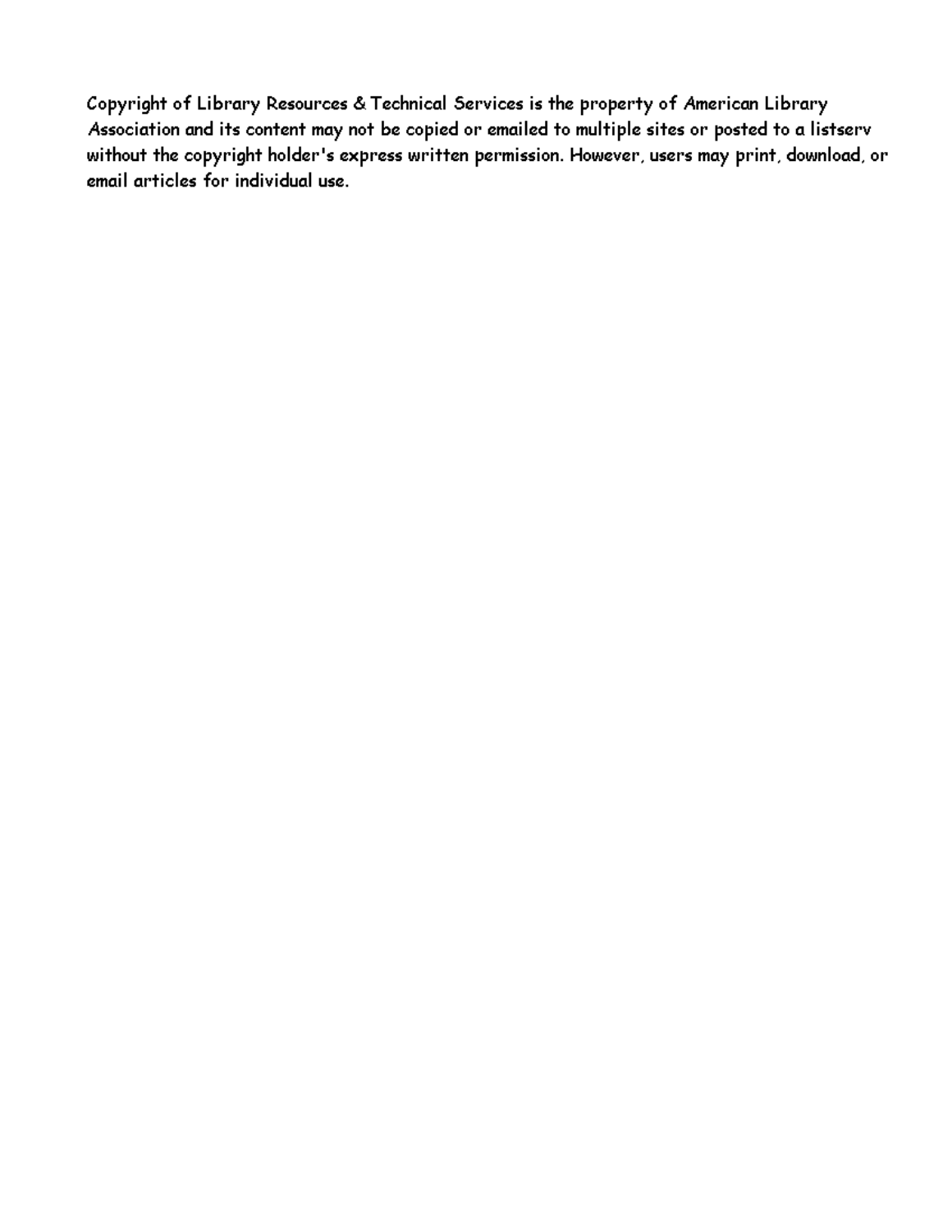Copyright of Library Resources & Technical Services is the property of American Library Association and its content may not be copied or emailed to multiple sites or posted to a listserv without the copyright holder's express written permission. However, users may print, download, or email articles for individual use.